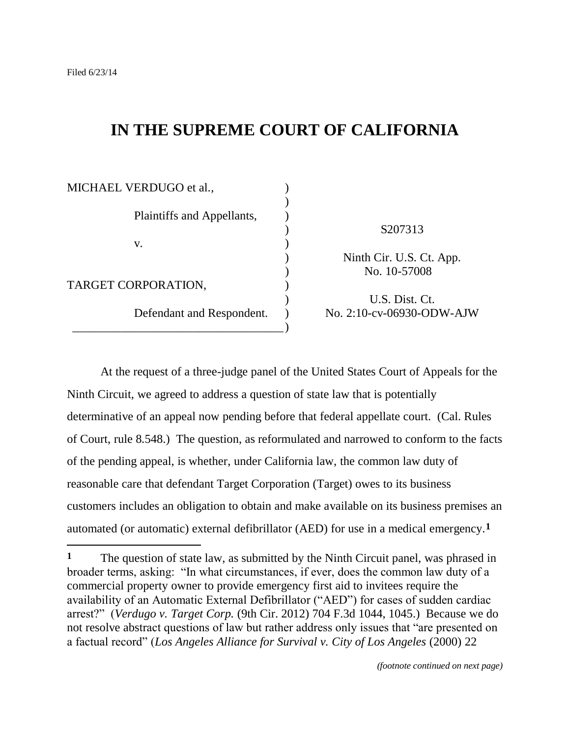Filed 6/23/14

# IN THE SUPREME COURT OF CALIFORNIA

| | |
|---|---|
| MICHAEL VERDUGO et al., | |
| Plaintiffs and Appellants, | S207313 |
| v. | Ninth Cir. U.S. Ct. App. No. 10-57008 |
| TARGET CORPORATION, | U.S. Dist. Ct. |
| Defendant and Respondent. | No. 2:10-cv-06930-ODW-AJW |

At the request of a three-judge panel of the United States Court of Appeals for the Ninth Circuit, we agreed to address a question of state law that is potentially determinative of an appeal now pending before that federal appellate court. (Cal. Rules of Court, rule 8.548.) The question, as reformulated and narrowed to conform to the facts of the pending appeal, is whether, under California law, the common law duty of reasonable care that defendant Target Corporation (Target) owes to its business customers includes an obligation to obtain and make available on its business premises an automated (or automatic) external defibrillator (AED) for use in a medical emergency.[1]

---

[1] The question of state law, as submitted by the Ninth Circuit panel, was phrased in broader terms, asking: "In what circumstances, if ever, does the common law duty of a commercial property owner to provide emergency first aid to invitees require the availability of an Automatic External Defibrillator ("AED") for cases of sudden cardiac arrest?" (*Verdugo v. Target Corp.* (9th Cir. 2012) 704 F.3d 1044, 1045.) Because we do not resolve abstract questions of law but rather address only issues that "are presented on a factual record" (*Los Angeles Alliance for Survival v. City of Los Angeles* (2000) 22

*(footnote continued on next page)*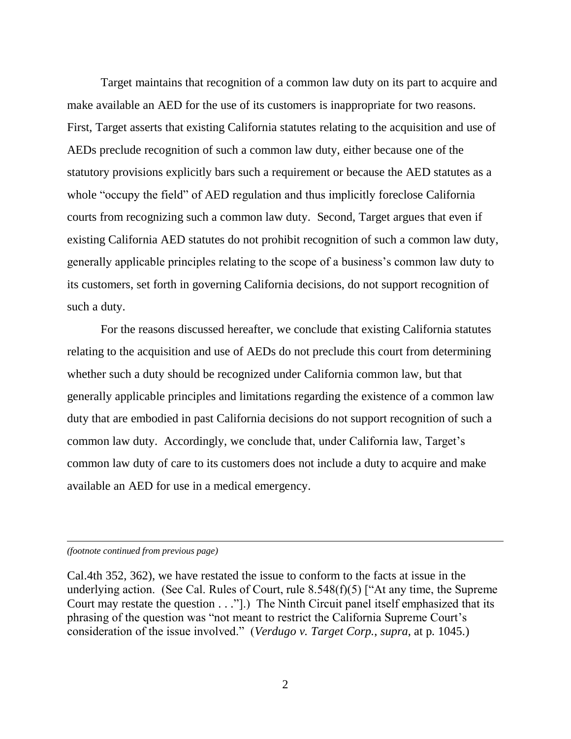Target maintains that recognition of a common law duty on its part to acquire and make available an AED for the use of its customers is inappropriate for two reasons. First, Target asserts that existing California statutes relating to the acquisition and use of AEDs preclude recognition of such a common law duty, either because one of the statutory provisions explicitly bars such a requirement or because the AED statutes as a whole "occupy the field" of AED regulation and thus implicitly foreclose California courts from recognizing such a common law duty. Second, Target argues that even if existing California AED statutes do not prohibit recognition of such a common law duty, generally applicable principles relating to the scope of a business's common law duty to its customers, set forth in governing California decisions, do not support recognition of such a duty.

For the reasons discussed hereafter, we conclude that existing California statutes relating to the acquisition and use of AEDs do not preclude this court from determining whether such a duty should be recognized under California common law, but that generally applicable principles and limitations regarding the existence of a common law duty that are embodied in past California decisions do not support recognition of such a common law duty. Accordingly, we conclude that, under California law, Target's common law duty of care to its customers does not include a duty to acquire and make available an AED for use in a medical emergency.

---

*(footnote continued from previous page)*

Cal.4th 352, 362), we have restated the issue to conform to the facts at issue in the underlying action. (See Cal. Rules of Court, rule 8.548(f)(5) ["At any time, the Supreme Court may restate the question . . ."].) The Ninth Circuit panel itself emphasized that its phrasing of the question was "not meant to restrict the California Supreme Court's consideration of the issue involved." (*Verdugo v. Target Corp.*, *supra*, at p. 1045.)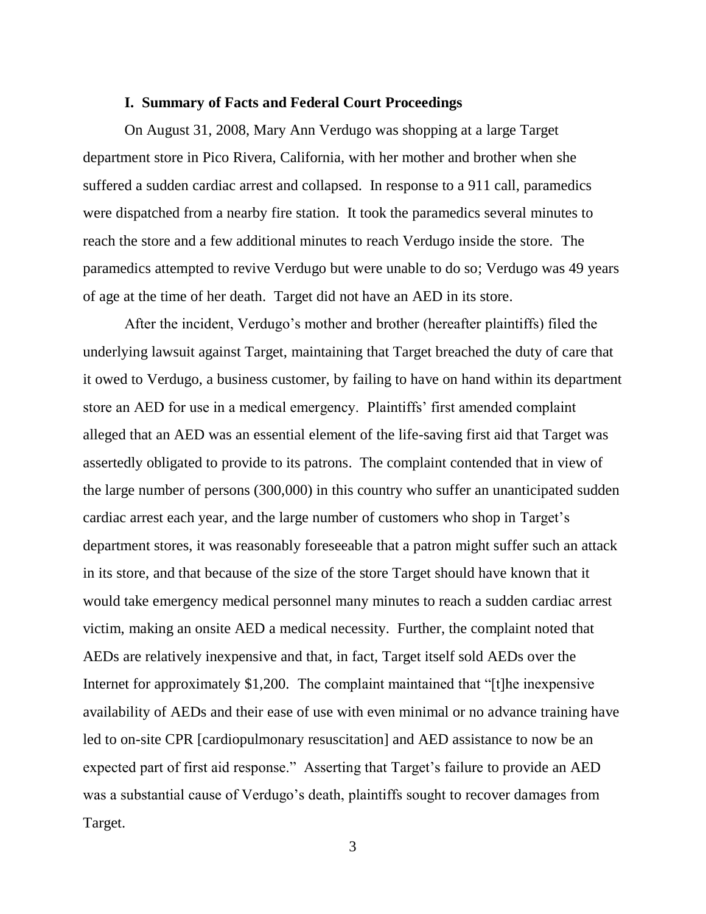### I. Summary of Facts and Federal Court Proceedings

On August 31, 2008, Mary Ann Verdugo was shopping at a large Target department store in Pico Rivera, California, with her mother and brother when she suffered a sudden cardiac arrest and collapsed. In response to a 911 call, paramedics were dispatched from a nearby fire station. It took the paramedics several minutes to reach the store and a few additional minutes to reach Verdugo inside the store. The paramedics attempted to revive Verdugo but were unable to do so; Verdugo was 49 years of age at the time of her death. Target did not have an AED in its store.

After the incident, Verdugo's mother and brother (hereafter plaintiffs) filed the underlying lawsuit against Target, maintaining that Target breached the duty of care that it owed to Verdugo, a business customer, by failing to have on hand within its department store an AED for use in a medical emergency. Plaintiffs' first amended complaint alleged that an AED was an essential element of the life-saving first aid that Target was assertedly obligated to provide to its patrons. The complaint contended that in view of the large number of persons (300,000) in this country who suffer an unanticipated sudden cardiac arrest each year, and the large number of customers who shop in Target's department stores, it was reasonably foreseeable that a patron might suffer such an attack in its store, and that because of the size of the store Target should have known that it would take emergency medical personnel many minutes to reach a sudden cardiac arrest victim, making an onsite AED a medical necessity. Further, the complaint noted that AEDs are relatively inexpensive and that, in fact, Target itself sold AEDs over the Internet for approximately $1,200. The complaint maintained that "[t]he inexpensive availability of AEDs and their ease of use with even minimal or no advance training have led to on-site CPR [cardiopulmonary resuscitation] and AED assistance to now be an expected part of first aid response." Asserting that Target's failure to provide an AED was a substantial cause of Verdugo's death, plaintiffs sought to recover damages from Target.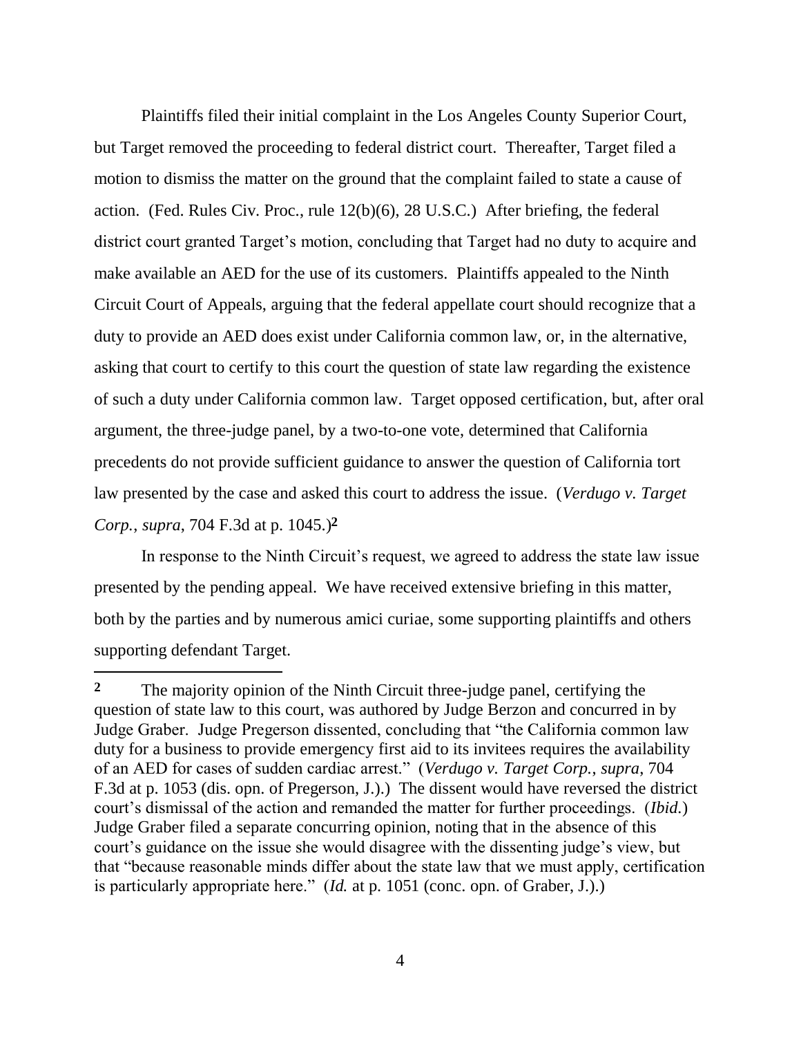Plaintiffs filed their initial complaint in the Los Angeles County Superior Court, but Target removed the proceeding to federal district court. Thereafter, Target filed a motion to dismiss the matter on the ground that the complaint failed to state a cause of action. (Fed. Rules Civ. Proc., rule 12(b)(6), 28 U.S.C.) After briefing, the federal district court granted Target's motion, concluding that Target had no duty to acquire and make available an AED for the use of its customers. Plaintiffs appealed to the Ninth Circuit Court of Appeals, arguing that the federal appellate court should recognize that a duty to provide an AED does exist under California common law, or, in the alternative, asking that court to certify to this court the question of state law regarding the existence of such a duty under California common law. Target opposed certification, but, after oral argument, the three-judge panel, by a two-to-one vote, determined that California precedents do not provide sufficient guidance to answer the question of California tort law presented by the case and asked this court to address the issue. (*Verdugo v. Target Corp.*, *supra*, 704 F.3d at p. 1045.)[2]

In response to the Ninth Circuit's request, we agreed to address the state law issue presented by the pending appeal. We have received extensive briefing in this matter, both by the parties and by numerous amici curiae, some supporting plaintiffs and others supporting defendant Target.

---

[2] The majority opinion of the Ninth Circuit three-judge panel, certifying the question of state law to this court, was authored by Judge Berzon and concurred in by Judge Graber. Judge Pregerson dissented, concluding that "the California common law duty for a business to provide emergency first aid to its invitees requires the availability of an AED for cases of sudden cardiac arrest." (*Verdugo v. Target Corp.*, *supra*, 704 F.3d at p. 1053 (dis. opn. of Pregerson, J.).) The dissent would have reversed the district court's dismissal of the action and remanded the matter for further proceedings. (*Ibid.*) Judge Graber filed a separate concurring opinion, noting that in the absence of this court's guidance on the issue she would disagree with the dissenting judge's view, but that "because reasonable minds differ about the state law that we must apply, certification is particularly appropriate here." (*Id.* at p. 1051 (conc. opn. of Graber, J.).)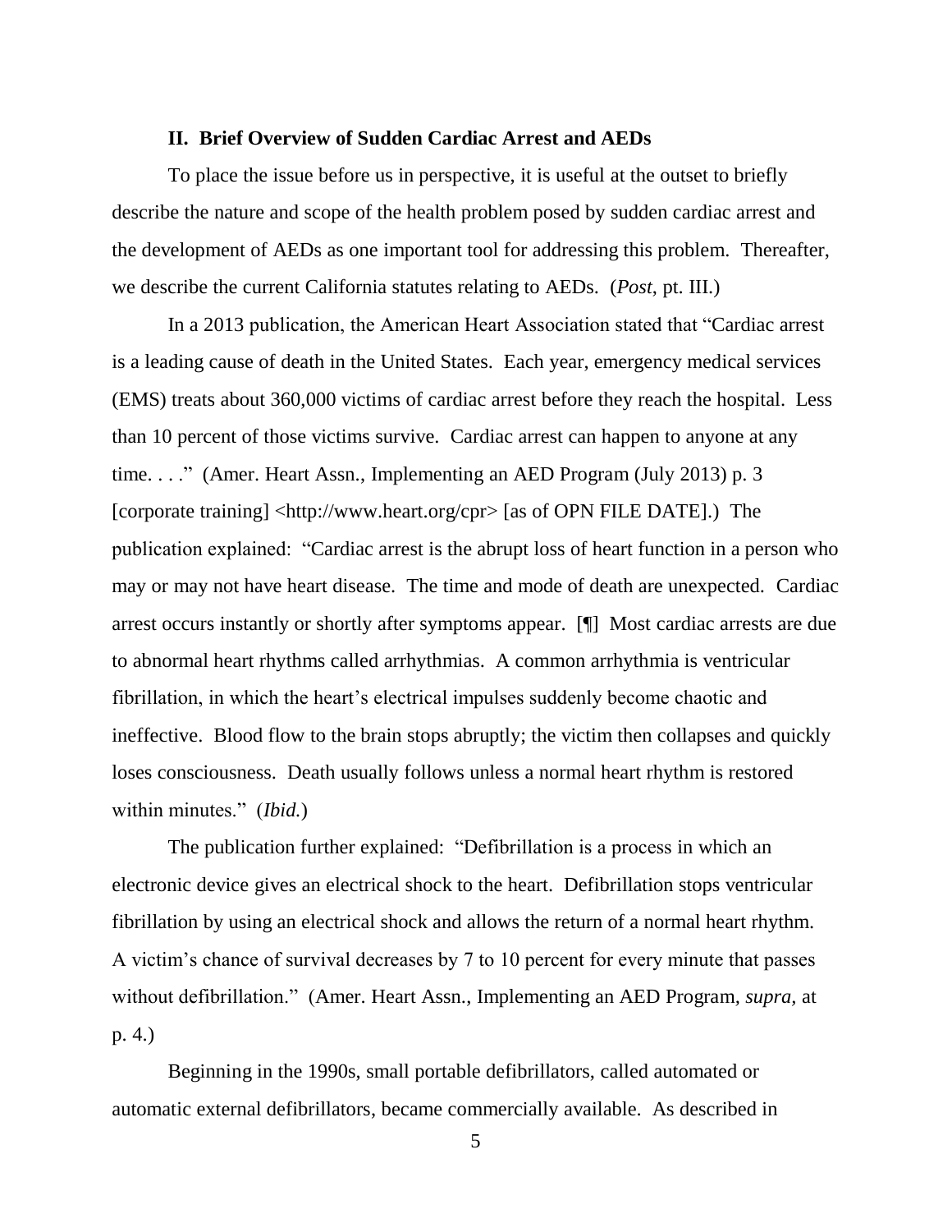### II. Brief Overview of Sudden Cardiac Arrest and AEDs

To place the issue before us in perspective, it is useful at the outset to briefly describe the nature and scope of the health problem posed by sudden cardiac arrest and the development of AEDs as one important tool for addressing this problem. Thereafter, we describe the current California statutes relating to AEDs. (*Post*, pt. III.)

In a 2013 publication, the American Heart Association stated that "Cardiac arrest is a leading cause of death in the United States. Each year, emergency medical services (EMS) treats about 360,000 victims of cardiac arrest before they reach the hospital. Less than 10 percent of those victims survive. Cardiac arrest can happen to anyone at any time. . . ." (Amer. Heart Assn., Implementing an AED Program (July 2013) p. 3 [corporate training] <http://www.heart.org/cpr> [as of OPN FILE DATE].) The publication explained: "Cardiac arrest is the abrupt loss of heart function in a person who may or may not have heart disease. The time and mode of death are unexpected. Cardiac arrest occurs instantly or shortly after symptoms appear. [¶] Most cardiac arrests are due to abnormal heart rhythms called arrhythmias. A common arrhythmia is ventricular fibrillation, in which the heart's electrical impulses suddenly become chaotic and ineffective. Blood flow to the brain stops abruptly; the victim then collapses and quickly loses consciousness. Death usually follows unless a normal heart rhythm is restored within minutes." (*Ibid.*)

The publication further explained: "Defibrillation is a process in which an electronic device gives an electrical shock to the heart. Defibrillation stops ventricular fibrillation by using an electrical shock and allows the return of a normal heart rhythm. A victim's chance of survival decreases by 7 to 10 percent for every minute that passes without defibrillation." (Amer. Heart Assn., Implementing an AED Program, *supra*, at p. 4.)

Beginning in the 1990s, small portable defibrillators, called automated or automatic external defibrillators, became commercially available. As described in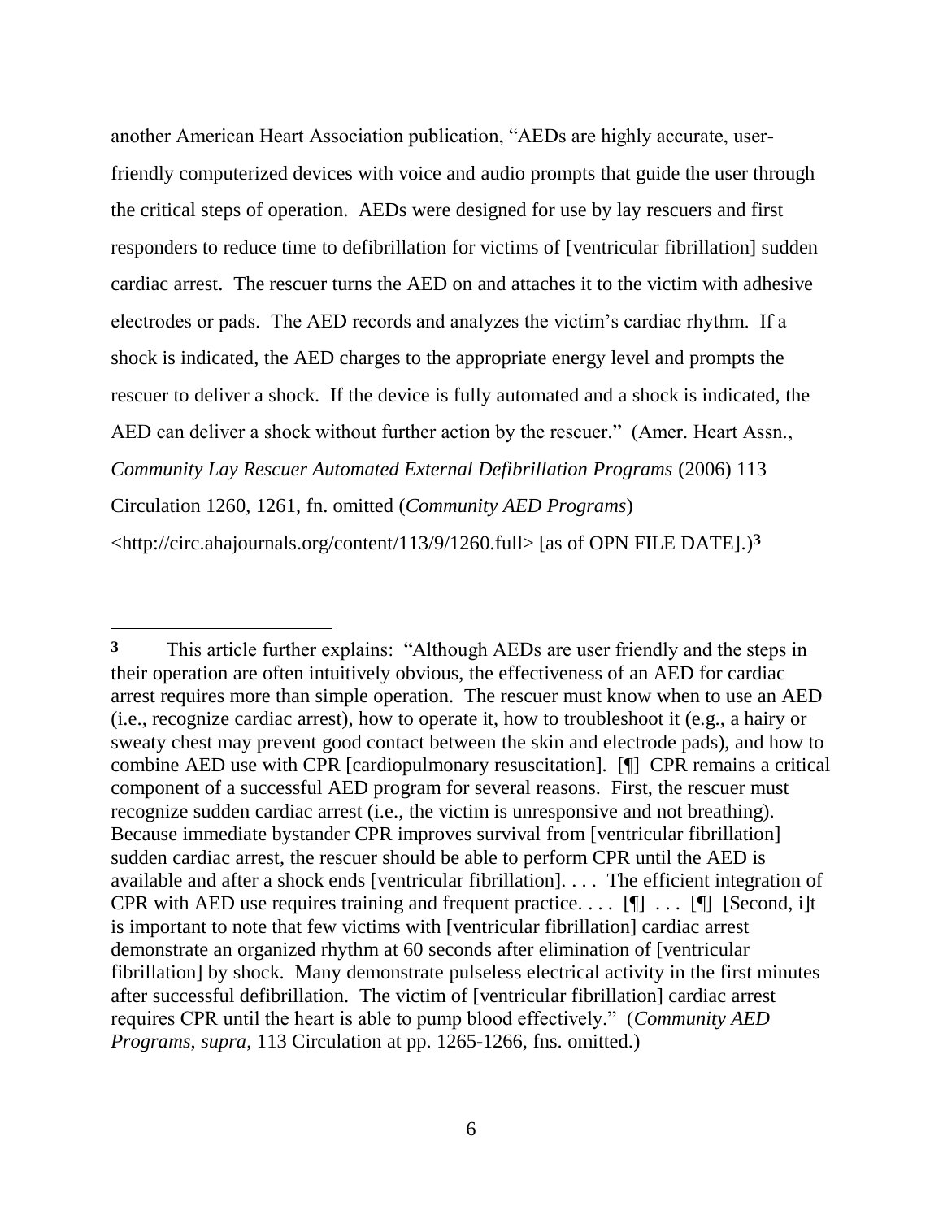another American Heart Association publication, "AEDs are highly accurate, user-friendly computerized devices with voice and audio prompts that guide the user through the critical steps of operation. AEDs were designed for use by lay rescuers and first responders to reduce time to defibrillation for victims of [ventricular fibrillation] sudden cardiac arrest. The rescuer turns the AED on and attaches it to the victim with adhesive electrodes or pads. The AED records and analyzes the victim's cardiac rhythm. If a shock is indicated, the AED charges to the appropriate energy level and prompts the rescuer to deliver a shock. If the device is fully automated and a shock is indicated, the AED can deliver a shock without further action by the rescuer." (Amer. Heart Assn., *Community Lay Rescuer Automated External Defibrillation Programs* (2006) 113 Circulation 1260, 1261, fn. omitted (*Community AED Programs*) <http://circ.ahajournals.org/content/113/9/1260.full> [as of OPN FILE DATE].)[3]

---

[3] This article further explains: "Although AEDs are user friendly and the steps in their operation are often intuitively obvious, the effectiveness of an AED for cardiac arrest requires more than simple operation. The rescuer must know when to use an AED (i.e., recognize cardiac arrest), how to operate it, how to troubleshoot it (e.g., a hairy or sweaty chest may prevent good contact between the skin and electrode pads), and how to combine AED use with CPR [cardiopulmonary resuscitation]. [¶] CPR remains a critical component of a successful AED program for several reasons. First, the rescuer must recognize sudden cardiac arrest (i.e., the victim is unresponsive and not breathing). Because immediate bystander CPR improves survival from [ventricular fibrillation] sudden cardiac arrest, the rescuer should be able to perform CPR until the AED is available and after a shock ends [ventricular fibrillation]. . . . The efficient integration of CPR with AED use requires training and frequent practice. . . . [¶] . . . [¶] [Second, i]t is important to note that few victims with [ventricular fibrillation] cardiac arrest demonstrate an organized rhythm at 60 seconds after elimination of [ventricular fibrillation] by shock. Many demonstrate pulseless electrical activity in the first minutes after successful defibrillation. The victim of [ventricular fibrillation] cardiac arrest requires CPR until the heart is able to pump blood effectively." (*Community AED Programs*, *supra*, 113 Circulation at pp. 1265-1266, fns. omitted.)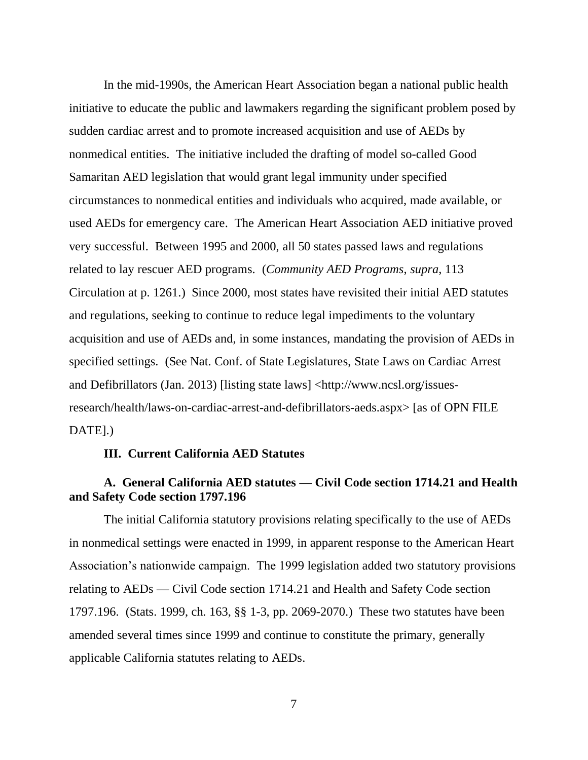In the mid-1990s, the American Heart Association began a national public health initiative to educate the public and lawmakers regarding the significant problem posed by sudden cardiac arrest and to promote increased acquisition and use of AEDs by nonmedical entities. The initiative included the drafting of model so-called Good Samaritan AED legislation that would grant legal immunity under specified circumstances to nonmedical entities and individuals who acquired, made available, or used AEDs for emergency care. The American Heart Association AED initiative proved very successful. Between 1995 and 2000, all 50 states passed laws and regulations related to lay rescuer AED programs. (*Community AED Programs*, *supra*, 113 Circulation at p. 1261.) Since 2000, most states have revisited their initial AED statutes and regulations, seeking to continue to reduce legal impediments to the voluntary acquisition and use of AEDs and, in some instances, mandating the provision of AEDs in specified settings. (See Nat. Conf. of State Legislatures, State Laws on Cardiac Arrest and Defibrillators (Jan. 2013) [listing state laws] <http://www.ncsl.org/issues-research/health/laws-on-cardiac-arrest-and-defibrillators-aeds.aspx> [as of OPN FILE DATE].)

### III. Current California AED Statutes

#### A. General California AED statutes — Civil Code section 1714.21 and Health and Safety Code section 1797.196

The initial California statutory provisions relating specifically to the use of AEDs in nonmedical settings were enacted in 1999, in apparent response to the American Heart Association's nationwide campaign. The 1999 legislation added two statutory provisions relating to AEDs — Civil Code section 1714.21 and Health and Safety Code section 1797.196. (Stats. 1999, ch. 163, §§ 1-3, pp. 2069-2070.) These two statutes have been amended several times since 1999 and continue to constitute the primary, generally applicable California statutes relating to AEDs.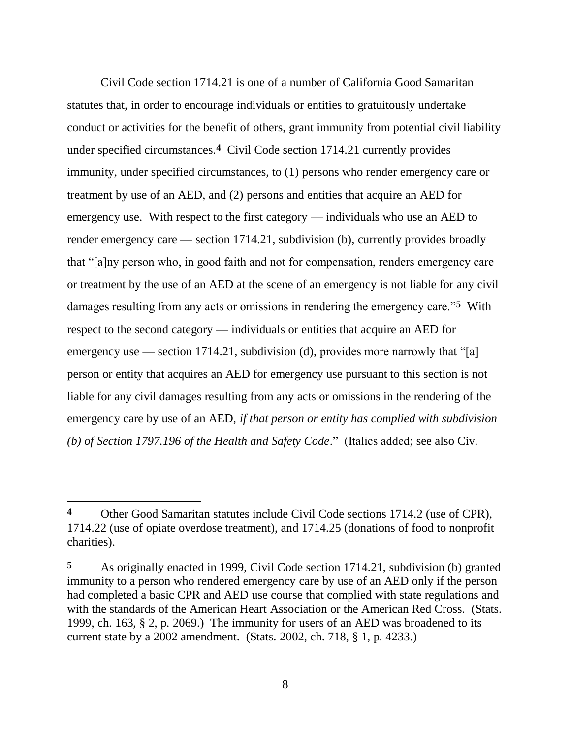Civil Code section 1714.21 is one of a number of California Good Samaritan statutes that, in order to encourage individuals or entities to gratuitously undertake conduct or activities for the benefit of others, grant immunity from potential civil liability under specified circumstances.[4] Civil Code section 1714.21 currently provides immunity, under specified circumstances, to (1) persons who render emergency care or treatment by use of an AED, and (2) persons and entities that acquire an AED for emergency use. With respect to the first category — individuals who use an AED to render emergency care — section 1714.21, subdivision (b), currently provides broadly that "[a]ny person who, in good faith and not for compensation, renders emergency care or treatment by the use of an AED at the scene of an emergency is not liable for any civil damages resulting from any acts or omissions in rendering the emergency care."[5] With respect to the second category — individuals or entities that acquire an AED for emergency use — section 1714.21, subdivision (d), provides more narrowly that "[a] person or entity that acquires an AED for emergency use pursuant to this section is not liable for any civil damages resulting from any acts or omissions in the rendering of the emergency care by use of an AED, *if that person or entity has complied with subdivision (b) of Section 1797.196 of the Health and Safety Code*." (Italics added; see also Civ.

---

**4** Other Good Samaritan statutes include Civil Code sections 1714.2 (use of CPR), 1714.22 (use of opiate overdose treatment), and 1714.25 (donations of food to nonprofit charities).

**5** As originally enacted in 1999, Civil Code section 1714.21, subdivision (b) granted immunity to a person who rendered emergency care by use of an AED only if the person had completed a basic CPR and AED use course that complied with state regulations and with the standards of the American Heart Association or the American Red Cross. (Stats. 1999, ch. 163, § 2, p. 2069.) The immunity for users of an AED was broadened to its current state by a 2002 amendment. (Stats. 2002, ch. 718, § 1, p. 4233.)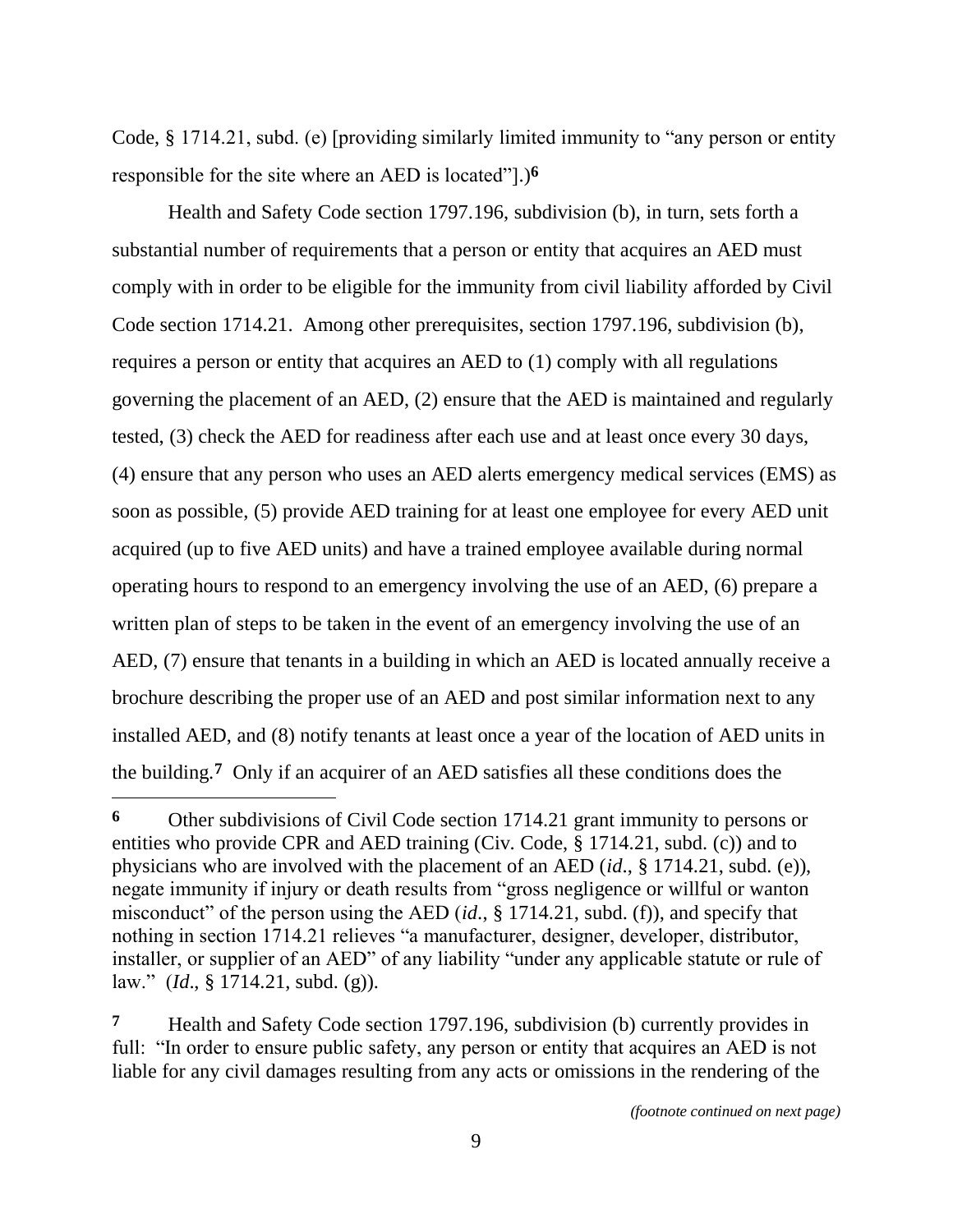Code, § 1714.21, subd. (e) [providing similarly limited immunity to "any person or entity responsible for the site where an AED is located"].)[6]

Health and Safety Code section 1797.196, subdivision (b), in turn, sets forth a substantial number of requirements that a person or entity that acquires an AED must comply with in order to be eligible for the immunity from civil liability afforded by Civil Code section 1714.21. Among other prerequisites, section 1797.196, subdivision (b), requires a person or entity that acquires an AED to (1) comply with all regulations governing the placement of an AED, (2) ensure that the AED is maintained and regularly tested, (3) check the AED for readiness after each use and at least once every 30 days, (4) ensure that any person who uses an AED alerts emergency medical services (EMS) as soon as possible, (5) provide AED training for at least one employee for every AED unit acquired (up to five AED units) and have a trained employee available during normal operating hours to respond to an emergency involving the use of an AED, (6) prepare a written plan of steps to be taken in the event of an emergency involving the use of an AED, (7) ensure that tenants in a building in which an AED is located annually receive a brochure describing the proper use of an AED and post similar information next to any installed AED, and (8) notify tenants at least once a year of the location of AED units in the building.[7] Only if an acquirer of an AED satisfies all these conditions does the

---

**6** Other subdivisions of Civil Code section 1714.21 grant immunity to persons or entities who provide CPR and AED training (Civ. Code, § 1714.21, subd. (c)) and to physicians who are involved with the placement of an AED (*id*., § 1714.21, subd. (e)), negate immunity if injury or death results from "gross negligence or willful or wanton misconduct" of the person using the AED (*id*., § 1714.21, subd. (f)), and specify that nothing in section 1714.21 relieves "a manufacturer, designer, developer, distributor, installer, or supplier of an AED" of any liability "under any applicable statute or rule of law." (*Id*., § 1714.21, subd. (g)).

**7** Health and Safety Code section 1797.196, subdivision (b) currently provides in full: "In order to ensure public safety, any person or entity that acquires an AED is not liable for any civil damages resulting from any acts or omissions in the rendering of the

*(footnote continued on next page)*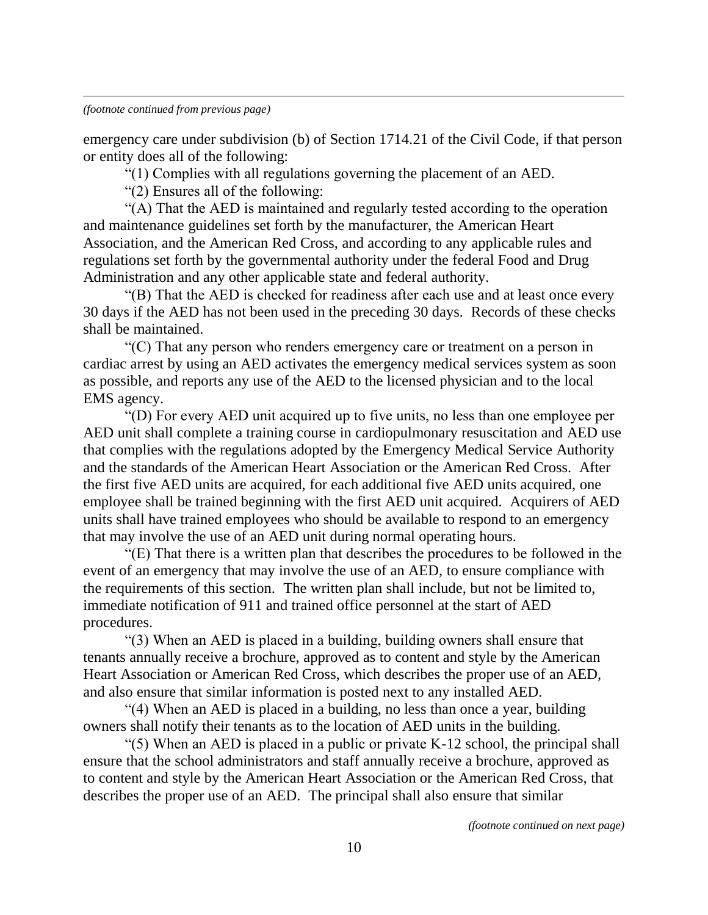*(footnote continued from previous page)*

emergency care under subdivision (b) of Section 1714.21 of the Civil Code, if that person or entity does all of the following:

"(1) Complies with all regulations governing the placement of an AED.

"(2) Ensures all of the following:

"(A) That the AED is maintained and regularly tested according to the operation and maintenance guidelines set forth by the manufacturer, the American Heart Association, and the American Red Cross, and according to any applicable rules and regulations set forth by the governmental authority under the federal Food and Drug Administration and any other applicable state and federal authority.

"(B) That the AED is checked for readiness after each use and at least once every 30 days if the AED has not been used in the preceding 30 days. Records of these checks shall be maintained.

"(C) That any person who renders emergency care or treatment on a person in cardiac arrest by using an AED activates the emergency medical services system as soon as possible, and reports any use of the AED to the licensed physician and to the local EMS agency.

"(D) For every AED unit acquired up to five units, no less than one employee per AED unit shall complete a training course in cardiopulmonary resuscitation and AED use that complies with the regulations adopted by the Emergency Medical Service Authority and the standards of the American Heart Association or the American Red Cross. After the first five AED units are acquired, for each additional five AED units acquired, one employee shall be trained beginning with the first AED unit acquired. Acquirers of AED units shall have trained employees who should be available to respond to an emergency that may involve the use of an AED unit during normal operating hours.

"(E) That there is a written plan that describes the procedures to be followed in the event of an emergency that may involve the use of an AED, to ensure compliance with the requirements of this section. The written plan shall include, but not be limited to, immediate notification of 911 and trained office personnel at the start of AED procedures.

"(3) When an AED is placed in a building, building owners shall ensure that tenants annually receive a brochure, approved as to content and style by the American Heart Association or American Red Cross, which describes the proper use of an AED, and also ensure that similar information is posted next to any installed AED.

"(4) When an AED is placed in a building, no less than once a year, building owners shall notify their tenants as to the location of AED units in the building.

"(5) When an AED is placed in a public or private K-12 school, the principal shall ensure that the school administrators and staff annually receive a brochure, approved as to content and style by the American Heart Association or the American Red Cross, that describes the proper use of an AED. The principal shall also ensure that similar

*(footnote continued on next page)*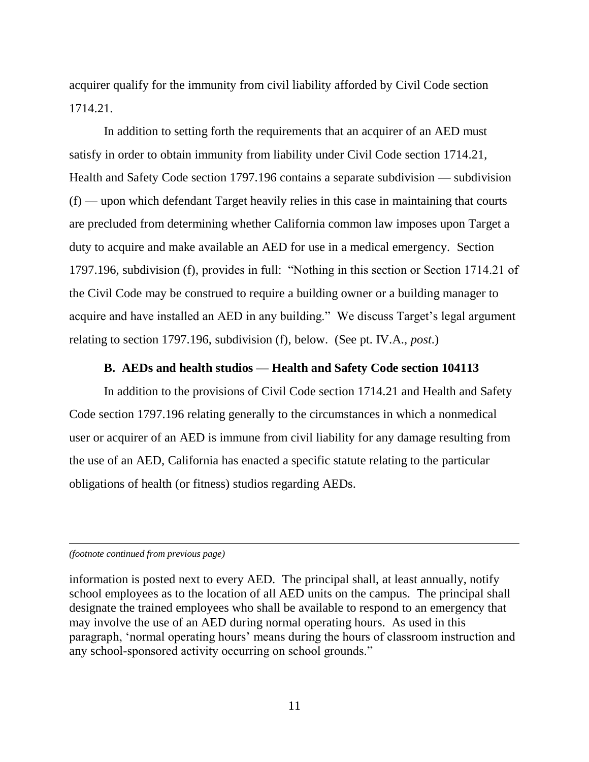acquirer qualify for the immunity from civil liability afforded by Civil Code section 1714.21.

In addition to setting forth the requirements that an acquirer of an AED must satisfy in order to obtain immunity from liability under Civil Code section 1714.21, Health and Safety Code section 1797.196 contains a separate subdivision — subdivision (f) — upon which defendant Target heavily relies in this case in maintaining that courts are precluded from determining whether California common law imposes upon Target a duty to acquire and make available an AED for use in a medical emergency. Section 1797.196, subdivision (f), provides in full: "Nothing in this section or Section 1714.21 of the Civil Code may be construed to require a building owner or a building manager to acquire and have installed an AED in any building." We discuss Target's legal argument relating to section 1797.196, subdivision (f), below. (See pt. IV.A., *post*.)

### B. AEDs and health studios — Health and Safety Code section 104113

In addition to the provisions of Civil Code section 1714.21 and Health and Safety Code section 1797.196 relating generally to the circumstances in which a nonmedical user or acquirer of an AED is immune from civil liability for any damage resulting from the use of an AED, California has enacted a specific statute relating to the particular obligations of health (or fitness) studios regarding AEDs.

---

*(footnote continued from previous page)*

information is posted next to every AED. The principal shall, at least annually, notify school employees as to the location of all AED units on the campus. The principal shall designate the trained employees who shall be available to respond to an emergency that may involve the use of an AED during normal operating hours. As used in this paragraph, 'normal operating hours' means during the hours of classroom instruction and any school-sponsored activity occurring on school grounds."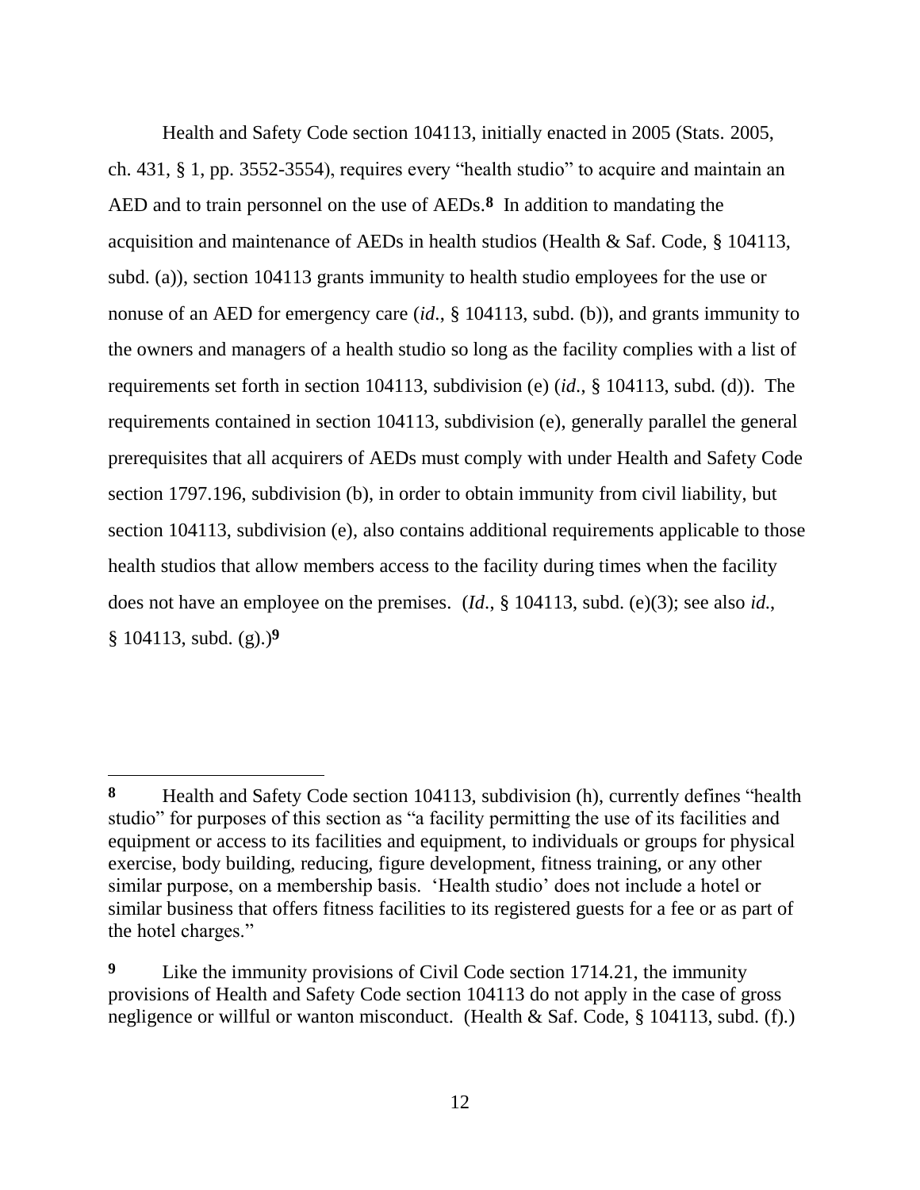Health and Safety Code section 104113, initially enacted in 2005 (Stats. 2005, ch. 431, § 1, pp. 3552-3554), requires every "health studio" to acquire and maintain an AED and to train personnel on the use of AEDs.[8] In addition to mandating the acquisition and maintenance of AEDs in health studios (Health & Saf. Code, § 104113, subd. (a)), section 104113 grants immunity to health studio employees for the use or nonuse of an AED for emergency care (*id*., § 104113, subd. (b)), and grants immunity to the owners and managers of a health studio so long as the facility complies with a list of requirements set forth in section 104113, subdivision (e) (*id*., § 104113, subd. (d)). The requirements contained in section 104113, subdivision (e), generally parallel the general prerequisites that all acquirers of AEDs must comply with under Health and Safety Code section 1797.196, subdivision (b), in order to obtain immunity from civil liability, but section 104113, subdivision (e), also contains additional requirements applicable to those health studios that allow members access to the facility during times when the facility does not have an employee on the premises. (*Id*., § 104113, subd. (e)(3); see also *id*., § 104113, subd. (g).)[9]

---

**8** Health and Safety Code section 104113, subdivision (h), currently defines "health studio" for purposes of this section as "a facility permitting the use of its facilities and equipment or access to its facilities and equipment, to individuals or groups for physical exercise, body building, reducing, figure development, fitness training, or any other similar purpose, on a membership basis. 'Health studio' does not include a hotel or similar business that offers fitness facilities to its registered guests for a fee or as part of the hotel charges."

**9** Like the immunity provisions of Civil Code section 1714.21, the immunity provisions of Health and Safety Code section 104113 do not apply in the case of gross negligence or willful or wanton misconduct. (Health & Saf. Code, § 104113, subd. (f).)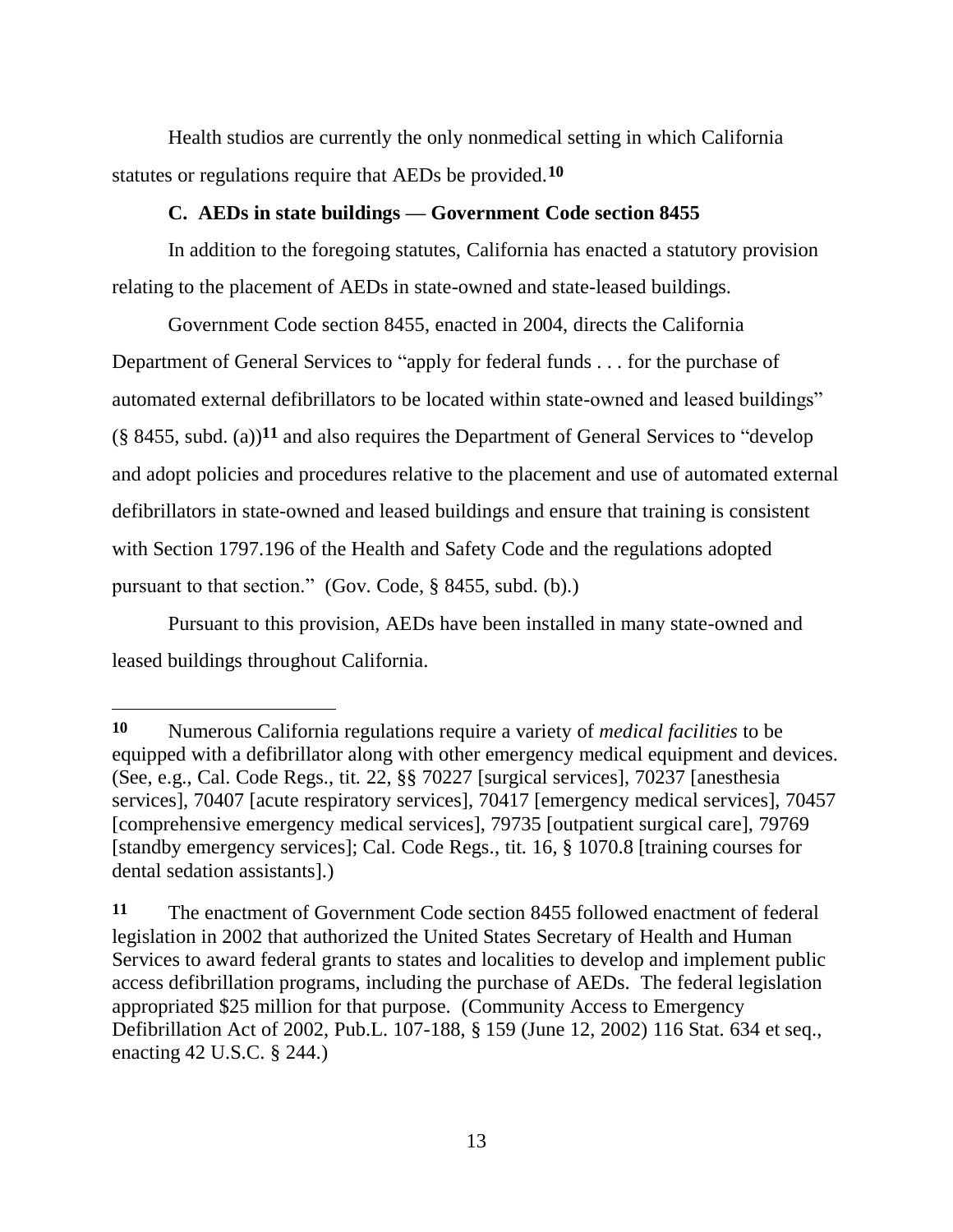Health studios are currently the only nonmedical setting in which California statutes or regulations require that AEDs be provided.[10]

### C. AEDs in state buildings — Government Code section 8455

In addition to the foregoing statutes, California has enacted a statutory provision relating to the placement of AEDs in state-owned and state-leased buildings.

Government Code section 8455, enacted in 2004, directs the California Department of General Services to "apply for federal funds . . . for the purchase of automated external defibrillators to be located within state-owned and leased buildings" (§ 8455, subd. (a))[11] and also requires the Department of General Services to "develop and adopt policies and procedures relative to the placement and use of automated external defibrillators in state-owned and leased buildings and ensure that training is consistent with Section 1797.196 of the Health and Safety Code and the regulations adopted pursuant to that section." (Gov. Code, § 8455, subd. (b).)

Pursuant to this provision, AEDs have been installed in many state-owned and leased buildings throughout California.

---

**10** Numerous California regulations require a variety of *medical facilities* to be equipped with a defibrillator along with other emergency medical equipment and devices. (See, e.g., Cal. Code Regs., tit. 22, §§ 70227 [surgical services], 70237 [anesthesia services], 70407 [acute respiratory services], 70417 [emergency medical services], 70457 [comprehensive emergency medical services], 79735 [outpatient surgical care], 79769 [standby emergency services]; Cal. Code Regs., tit. 16, § 1070.8 [training courses for dental sedation assistants].)

**11** The enactment of Government Code section 8455 followed enactment of federal legislation in 2002 that authorized the United States Secretary of Health and Human Services to award federal grants to states and localities to develop and implement public access defibrillation programs, including the purchase of AEDs. The federal legislation appropriated $25 million for that purpose. (Community Access to Emergency Defibrillation Act of 2002, Pub.L. 107-188, § 159 (June 12, 2002) 116 Stat. 634 et seq., enacting 42 U.S.C. § 244.)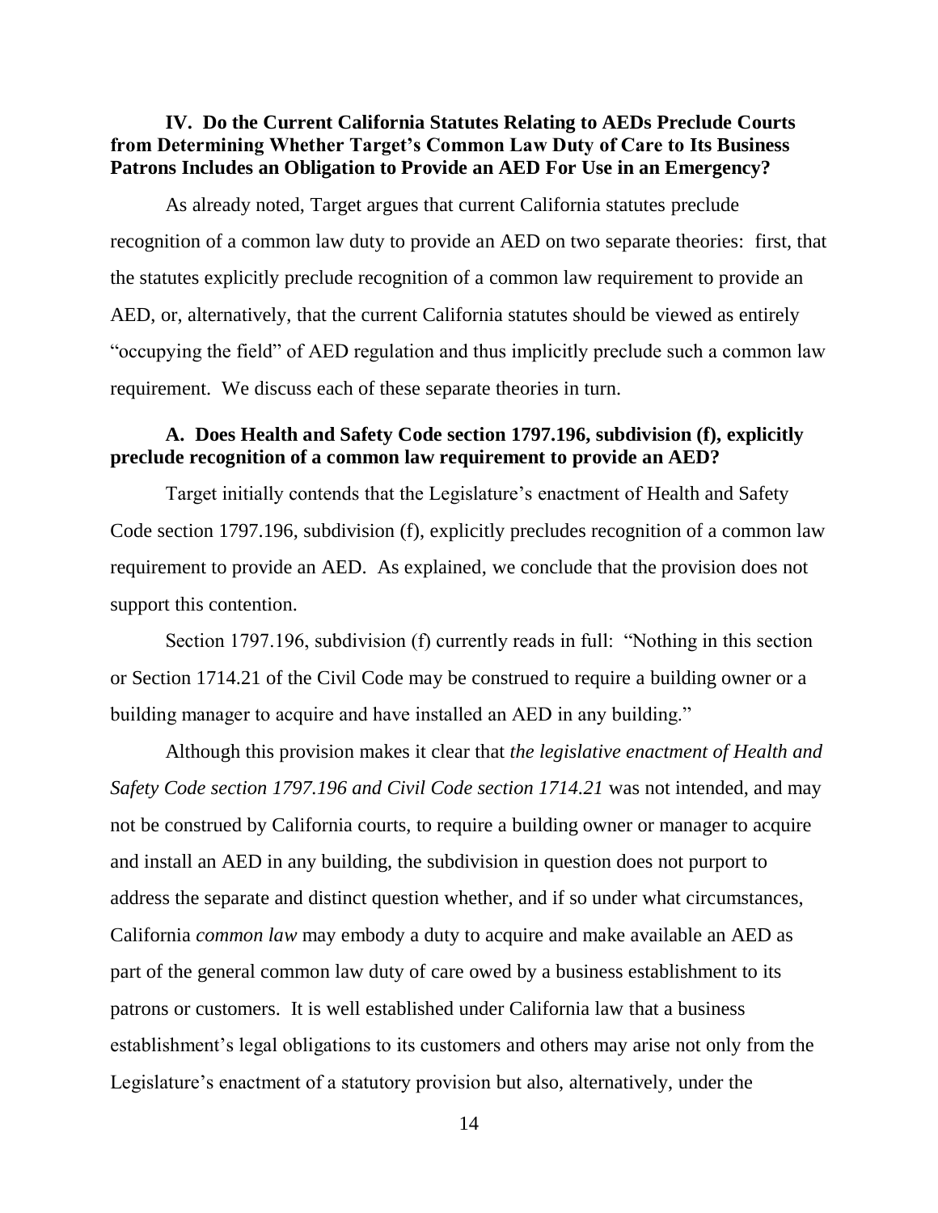### IV. Do the Current California Statutes Relating to AEDs Preclude Courts from Determining Whether Target's Common Law Duty of Care to Its Business Patrons Includes an Obligation to Provide an AED For Use in an Emergency?

As already noted, Target argues that current California statutes preclude recognition of a common law duty to provide an AED on two separate theories: first, that the statutes explicitly preclude recognition of a common law requirement to provide an AED, or, alternatively, that the current California statutes should be viewed as entirely "occupying the field" of AED regulation and thus implicitly preclude such a common law requirement. We discuss each of these separate theories in turn.

#### A. Does Health and Safety Code section 1797.196, subdivision (f), explicitly preclude recognition of a common law requirement to provide an AED?

Target initially contends that the Legislature's enactment of Health and Safety Code section 1797.196, subdivision (f), explicitly precludes recognition of a common law requirement to provide an AED. As explained, we conclude that the provision does not support this contention.

Section 1797.196, subdivision (f) currently reads in full: "Nothing in this section or Section 1714.21 of the Civil Code may be construed to require a building owner or a building manager to acquire and have installed an AED in any building."

Although this provision makes it clear that *the legislative enactment of Health and Safety Code section 1797.196 and Civil Code section 1714.21* was not intended, and may not be construed by California courts, to require a building owner or manager to acquire and install an AED in any building, the subdivision in question does not purport to address the separate and distinct question whether, and if so under what circumstances, California *common law* may embody a duty to acquire and make available an AED as part of the general common law duty of care owed by a business establishment to its patrons or customers. It is well established under California law that a business establishment's legal obligations to its customers and others may arise not only from the Legislature's enactment of a statutory provision but also, alternatively, under the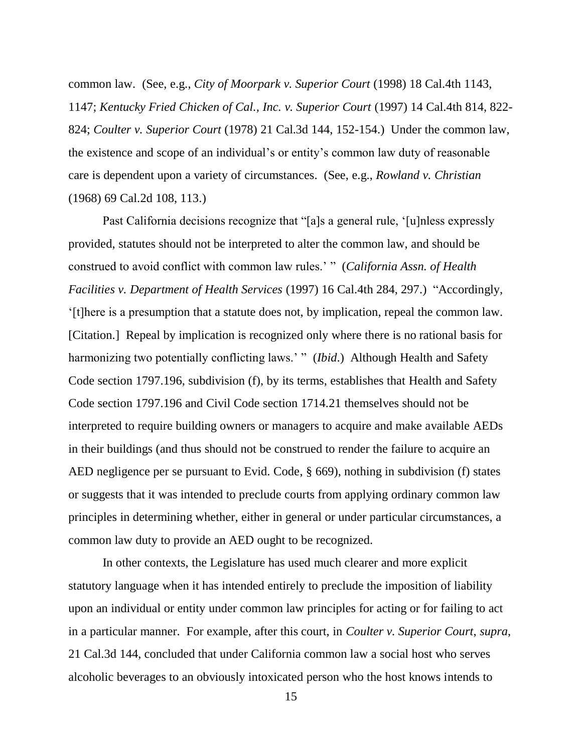common law. (See, e.g., *City of Moorpark v. Superior Court* (1998) 18 Cal.4th 1143, 1147; *Kentucky Fried Chicken of Cal., Inc. v. Superior Court* (1997) 14 Cal.4th 814, 822-824; *Coulter v. Superior Court* (1978) 21 Cal.3d 144, 152-154.) Under the common law, the existence and scope of an individual's or entity's common law duty of reasonable care is dependent upon a variety of circumstances. (See, e.g., *Rowland v. Christian* (1968) 69 Cal.2d 108, 113.)

Past California decisions recognize that "[a]s a general rule, '[u]nless expressly provided, statutes should not be interpreted to alter the common law, and should be construed to avoid conflict with common law rules.' " (*California Assn. of Health Facilities v. Department of Health Services* (1997) 16 Cal.4th 284, 297.) "Accordingly, '[t]here is a presumption that a statute does not, by implication, repeal the common law. [Citation.] Repeal by implication is recognized only where there is no rational basis for harmonizing two potentially conflicting laws.' " (*Ibid*.) Although Health and Safety Code section 1797.196, subdivision (f), by its terms, establishes that Health and Safety Code section 1797.196 and Civil Code section 1714.21 themselves should not be interpreted to require building owners or managers to acquire and make available AEDs in their buildings (and thus should not be construed to render the failure to acquire an AED negligence per se pursuant to Evid. Code, § 669), nothing in subdivision (f) states or suggests that it was intended to preclude courts from applying ordinary common law principles in determining whether, either in general or under particular circumstances, a common law duty to provide an AED ought to be recognized.

In other contexts, the Legislature has used much clearer and more explicit statutory language when it has intended entirely to preclude the imposition of liability upon an individual or entity under common law principles for acting or for failing to act in a particular manner. For example, after this court, in *Coulter v. Superior Court*, *supra*, 21 Cal.3d 144, concluded that under California common law a social host who serves alcoholic beverages to an obviously intoxicated person who the host knows intends to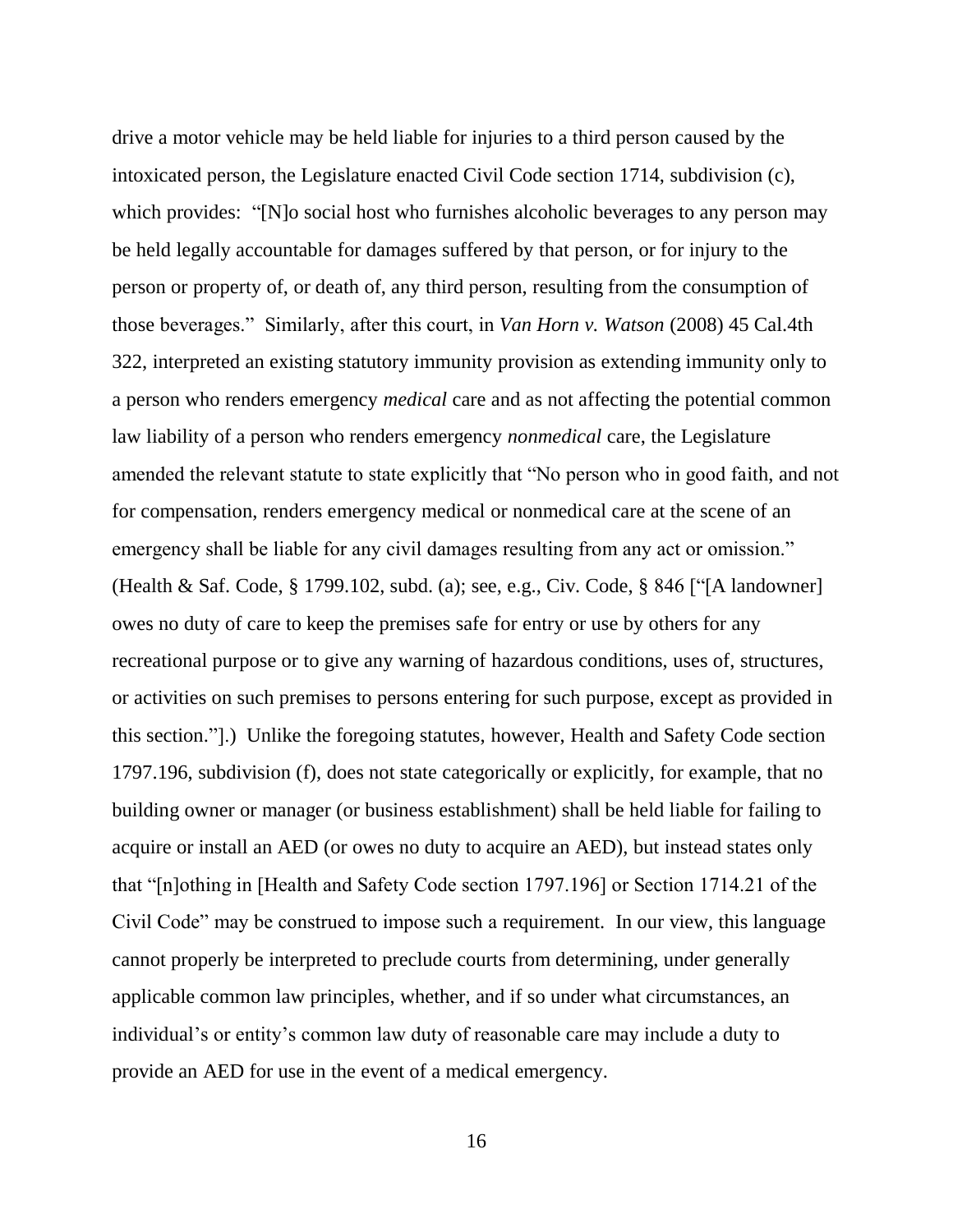drive a motor vehicle may be held liable for injuries to a third person caused by the intoxicated person, the Legislature enacted Civil Code section 1714, subdivision (c), which provides: "[N]o social host who furnishes alcoholic beverages to any person may be held legally accountable for damages suffered by that person, or for injury to the person or property of, or death of, any third person, resulting from the consumption of those beverages." Similarly, after this court, in *Van Horn v. Watson* (2008) 45 Cal.4th 322, interpreted an existing statutory immunity provision as extending immunity only to a person who renders emergency *medical* care and as not affecting the potential common law liability of a person who renders emergency *nonmedical* care, the Legislature amended the relevant statute to state explicitly that "No person who in good faith, and not for compensation, renders emergency medical or nonmedical care at the scene of an emergency shall be liable for any civil damages resulting from any act or omission." (Health & Saf. Code, § 1799.102, subd. (a); see, e.g., Civ. Code, § 846 ["[A landowner] owes no duty of care to keep the premises safe for entry or use by others for any recreational purpose or to give any warning of hazardous conditions, uses of, structures, or activities on such premises to persons entering for such purpose, except as provided in this section."].) Unlike the foregoing statutes, however, Health and Safety Code section 1797.196, subdivision (f), does not state categorically or explicitly, for example, that no building owner or manager (or business establishment) shall be held liable for failing to acquire or install an AED (or owes no duty to acquire an AED), but instead states only that "[n]othing in [Health and Safety Code section 1797.196] or Section 1714.21 of the Civil Code" may be construed to impose such a requirement. In our view, this language cannot properly be interpreted to preclude courts from determining, under generally applicable common law principles, whether, and if so under what circumstances, an individual's or entity's common law duty of reasonable care may include a duty to provide an AED for use in the event of a medical emergency.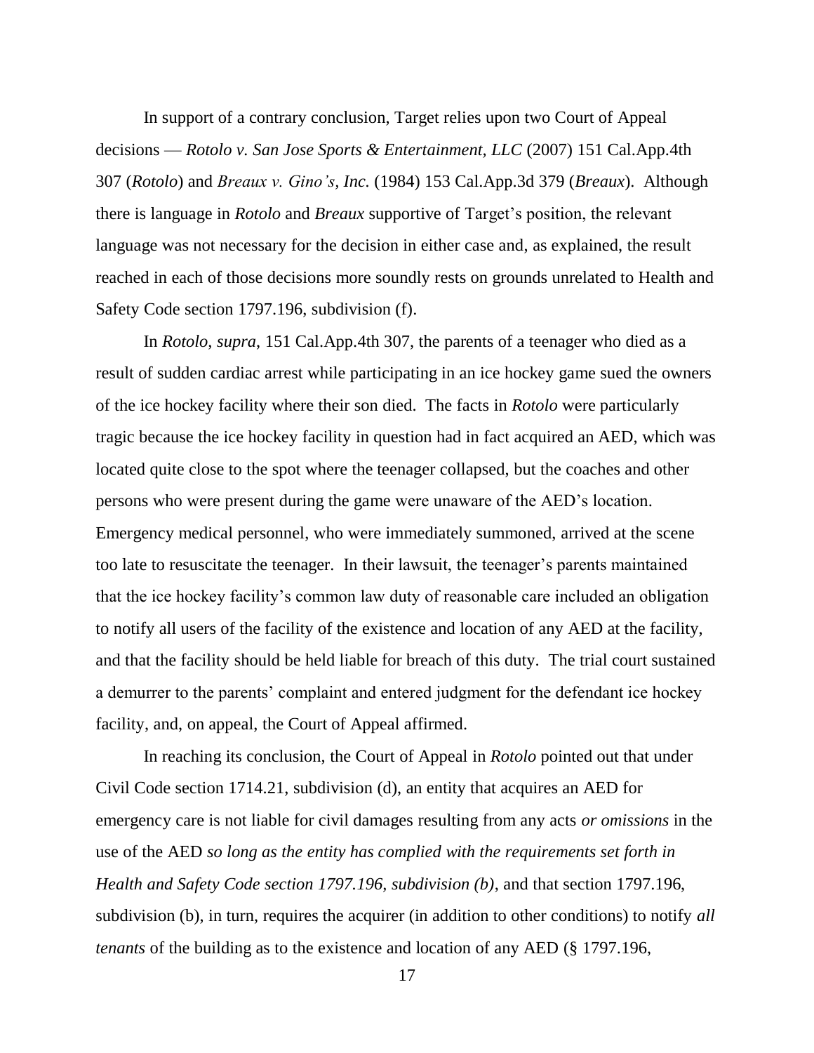In support of a contrary conclusion, Target relies upon two Court of Appeal decisions — *Rotolo v. San Jose Sports & Entertainment, LLC* (2007) 151 Cal.App.4th 307 (*Rotolo*) and *Breaux v. Gino's, Inc.* (1984) 153 Cal.App.3d 379 (*Breaux*). Although there is language in *Rotolo* and *Breaux* supportive of Target's position, the relevant language was not necessary for the decision in either case and, as explained, the result reached in each of those decisions more soundly rests on grounds unrelated to Health and Safety Code section 1797.196, subdivision (f).

In *Rotolo*, *supra*, 151 Cal.App.4th 307, the parents of a teenager who died as a result of sudden cardiac arrest while participating in an ice hockey game sued the owners of the ice hockey facility where their son died. The facts in *Rotolo* were particularly tragic because the ice hockey facility in question had in fact acquired an AED, which was located quite close to the spot where the teenager collapsed, but the coaches and other persons who were present during the game were unaware of the AED's location. Emergency medical personnel, who were immediately summoned, arrived at the scene too late to resuscitate the teenager. In their lawsuit, the teenager's parents maintained that the ice hockey facility's common law duty of reasonable care included an obligation to notify all users of the facility of the existence and location of any AED at the facility, and that the facility should be held liable for breach of this duty. The trial court sustained a demurrer to the parents' complaint and entered judgment for the defendant ice hockey facility, and, on appeal, the Court of Appeal affirmed.

In reaching its conclusion, the Court of Appeal in *Rotolo* pointed out that under Civil Code section 1714.21, subdivision (d), an entity that acquires an AED for emergency care is not liable for civil damages resulting from any acts *or omissions* in the use of the AED *so long as the entity has complied with the requirements set forth in Health and Safety Code section 1797.196, subdivision (b)*, and that section 1797.196, subdivision (b), in turn, requires the acquirer (in addition to other conditions) to notify *all tenants* of the building as to the existence and location of any AED (§ 1797.196,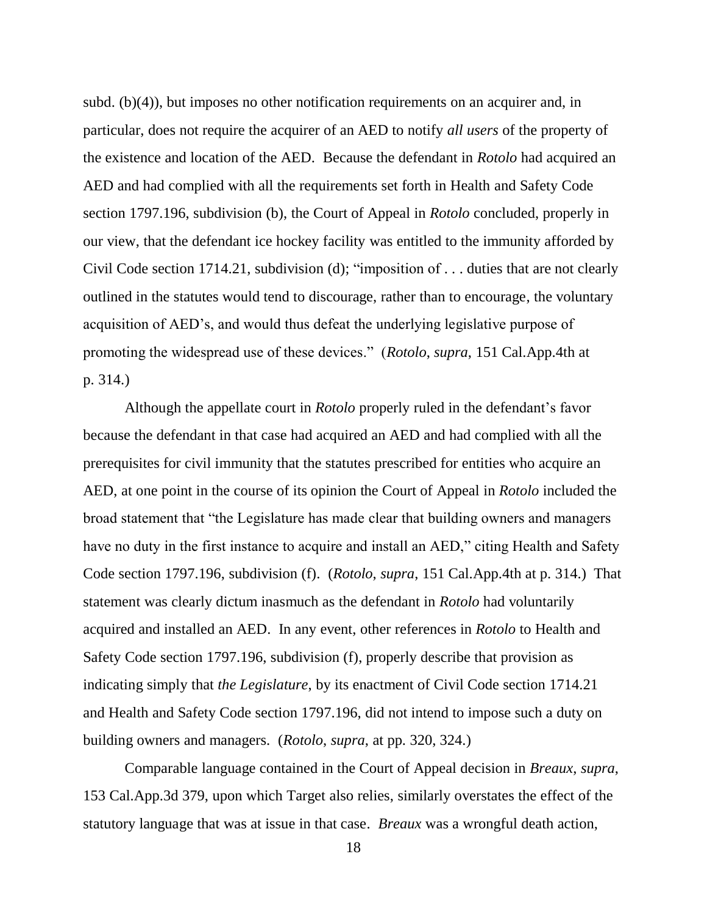subd. (b)(4)), but imposes no other notification requirements on an acquirer and, in particular, does not require the acquirer of an AED to notify *all users* of the property of the existence and location of the AED. Because the defendant in *Rotolo* had acquired an AED and had complied with all the requirements set forth in Health and Safety Code section 1797.196, subdivision (b), the Court of Appeal in *Rotolo* concluded, properly in our view, that the defendant ice hockey facility was entitled to the immunity afforded by Civil Code section 1714.21, subdivision (d); "imposition of . . . duties that are not clearly outlined in the statutes would tend to discourage, rather than to encourage, the voluntary acquisition of AED's, and would thus defeat the underlying legislative purpose of promoting the widespread use of these devices." (*Rotolo*, *supra*, 151 Cal.App.4th at p. 314.)

Although the appellate court in *Rotolo* properly ruled in the defendant's favor because the defendant in that case had acquired an AED and had complied with all the prerequisites for civil immunity that the statutes prescribed for entities who acquire an AED, at one point in the course of its opinion the Court of Appeal in *Rotolo* included the broad statement that "the Legislature has made clear that building owners and managers have no duty in the first instance to acquire and install an AED," citing Health and Safety Code section 1797.196, subdivision (f). (*Rotolo*, *supra*, 151 Cal.App.4th at p. 314.) That statement was clearly dictum inasmuch as the defendant in *Rotolo* had voluntarily acquired and installed an AED. In any event, other references in *Rotolo* to Health and Safety Code section 1797.196, subdivision (f), properly describe that provision as indicating simply that *the Legislature*, by its enactment of Civil Code section 1714.21 and Health and Safety Code section 1797.196, did not intend to impose such a duty on building owners and managers. (*Rotolo*, *supra*, at pp. 320, 324.)

Comparable language contained in the Court of Appeal decision in *Breaux*, *supra*, 153 Cal.App.3d 379, upon which Target also relies, similarly overstates the effect of the statutory language that was at issue in that case. *Breaux* was a wrongful death action,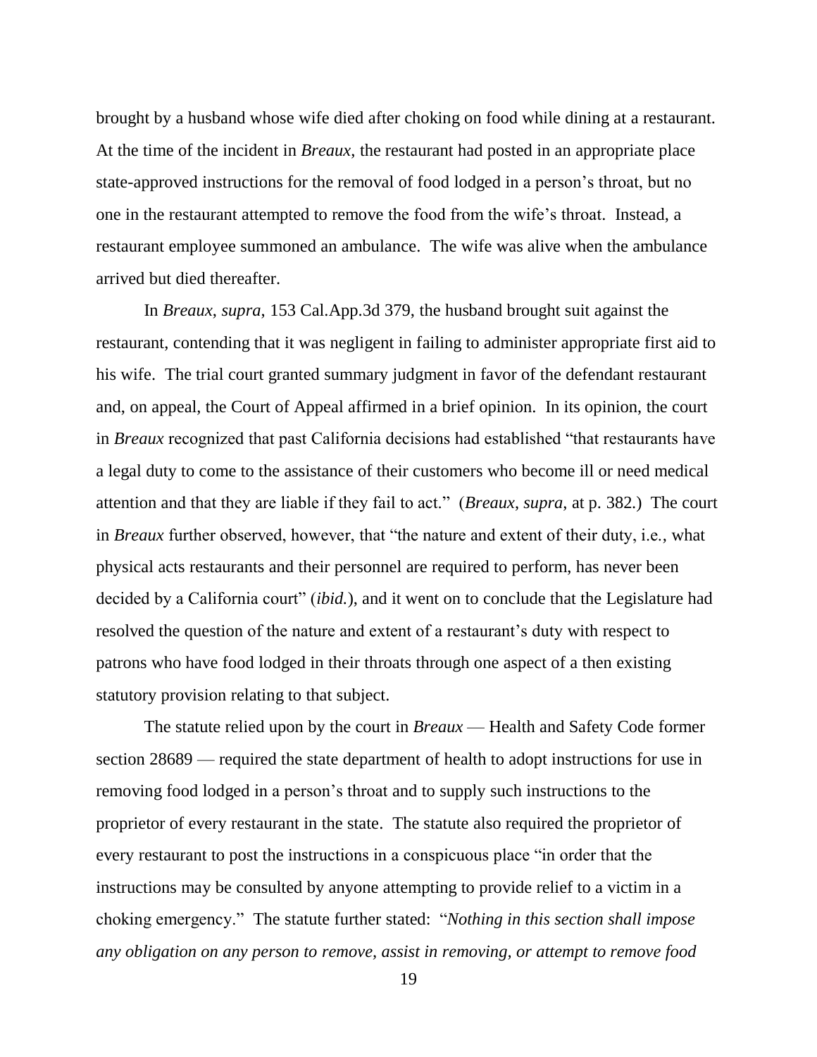brought by a husband whose wife died after choking on food while dining at a restaurant. At the time of the incident in *Breaux*, the restaurant had posted in an appropriate place state-approved instructions for the removal of food lodged in a person's throat, but no one in the restaurant attempted to remove the food from the wife's throat. Instead, a restaurant employee summoned an ambulance. The wife was alive when the ambulance arrived but died thereafter.

In *Breaux*, *supra*, 153 Cal.App.3d 379, the husband brought suit against the restaurant, contending that it was negligent in failing to administer appropriate first aid to his wife. The trial court granted summary judgment in favor of the defendant restaurant and, on appeal, the Court of Appeal affirmed in a brief opinion. In its opinion, the court in *Breaux* recognized that past California decisions had established "that restaurants have a legal duty to come to the assistance of their customers who become ill or need medical attention and that they are liable if they fail to act." (*Breaux*, *supra*, at p. 382.) The court in *Breaux* further observed, however, that "the nature and extent of their duty, i.e., what physical acts restaurants and their personnel are required to perform, has never been decided by a California court" (*ibid.*), and it went on to conclude that the Legislature had resolved the question of the nature and extent of a restaurant's duty with respect to patrons who have food lodged in their throats through one aspect of a then existing statutory provision relating to that subject.

The statute relied upon by the court in *Breaux* — Health and Safety Code former section 28689 — required the state department of health to adopt instructions for use in removing food lodged in a person's throat and to supply such instructions to the proprietor of every restaurant in the state. The statute also required the proprietor of every restaurant to post the instructions in a conspicuous place "in order that the instructions may be consulted by anyone attempting to provide relief to a victim in a choking emergency." The statute further stated: "*Nothing in this section shall impose any obligation on any person to remove, assist in removing, or attempt to remove food*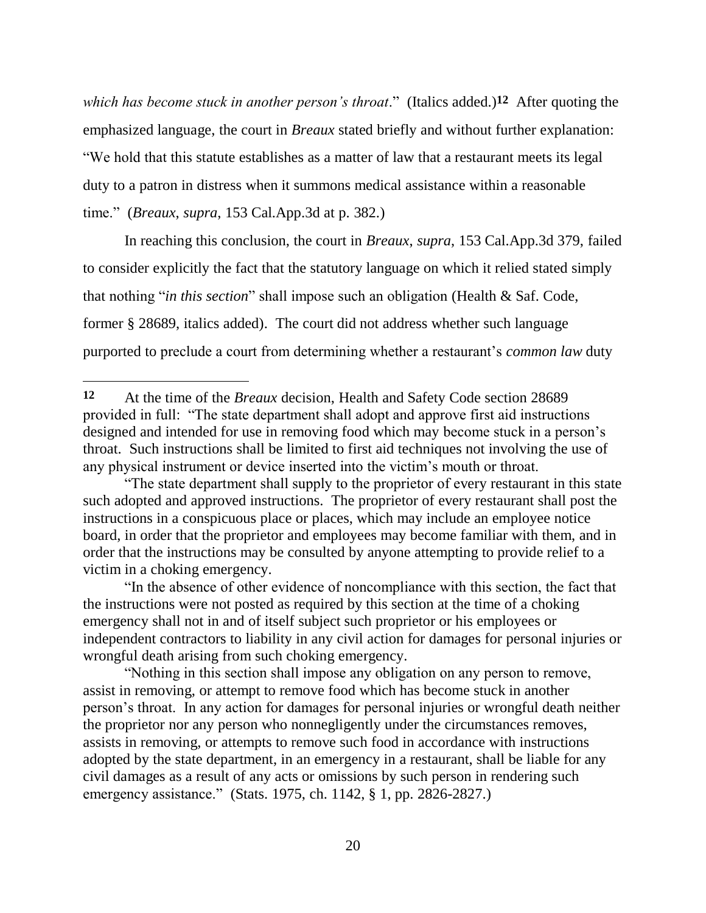*which has become stuck in another person's throat*." (Italics added.)[12] After quoting the emphasized language, the court in *Breaux* stated briefly and without further explanation: "We hold that this statute establishes as a matter of law that a restaurant meets its legal duty to a patron in distress when it summons medical assistance within a reasonable time." (*Breaux*, *supra*, 153 Cal.App.3d at p. 382.)

In reaching this conclusion, the court in *Breaux*, *supra*, 153 Cal.App.3d 379, failed to consider explicitly the fact that the statutory language on which it relied stated simply that nothing "*in this section*" shall impose such an obligation (Health & Saf. Code, former § 28689, italics added). The court did not address whether such language purported to preclude a court from determining whether a restaurant's *common law* duty

---

**12** At the time of the *Breaux* decision, Health and Safety Code section 28689 provided in full: "The state department shall adopt and approve first aid instructions designed and intended for use in removing food which may become stuck in a person's throat. Such instructions shall be limited to first aid techniques not involving the use of any physical instrument or device inserted into the victim's mouth or throat.

"The state department shall supply to the proprietor of every restaurant in this state such adopted and approved instructions. The proprietor of every restaurant shall post the instructions in a conspicuous place or places, which may include an employee notice board, in order that the proprietor and employees may become familiar with them, and in order that the instructions may be consulted by anyone attempting to provide relief to a victim in a choking emergency.

"In the absence of other evidence of noncompliance with this section, the fact that the instructions were not posted as required by this section at the time of a choking emergency shall not in and of itself subject such proprietor or his employees or independent contractors to liability in any civil action for damages for personal injuries or wrongful death arising from such choking emergency.

"Nothing in this section shall impose any obligation on any person to remove, assist in removing, or attempt to remove food which has become stuck in another person's throat. In any action for damages for personal injuries or wrongful death neither the proprietor nor any person who nonnegligently under the circumstances removes, assists in removing, or attempts to remove such food in accordance with instructions adopted by the state department, in an emergency in a restaurant, shall be liable for any civil damages as a result of any acts or omissions by such person in rendering such emergency assistance." (Stats. 1975, ch. 1142, § 1, pp. 2826-2827.)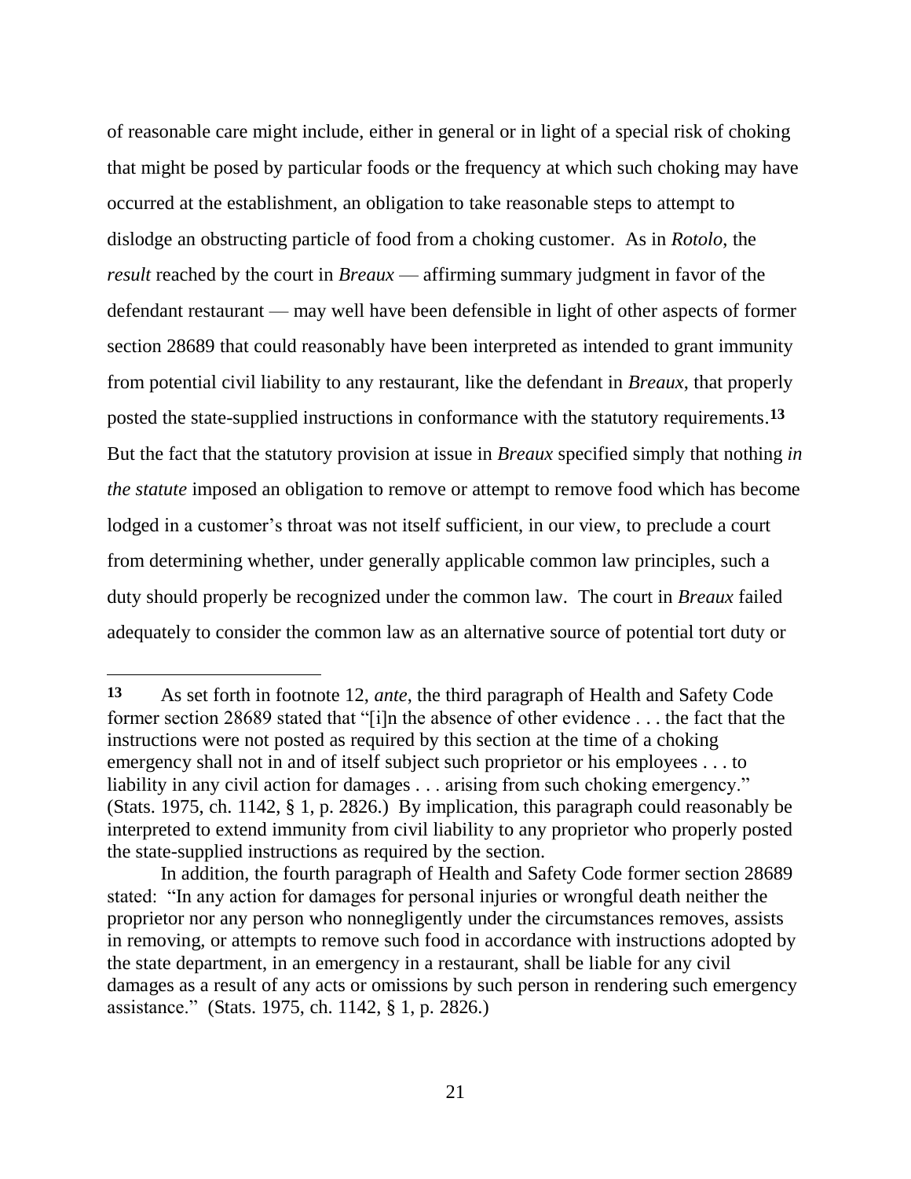of reasonable care might include, either in general or in light of a special risk of choking that might be posed by particular foods or the frequency at which such choking may have occurred at the establishment, an obligation to take reasonable steps to attempt to dislodge an obstructing particle of food from a choking customer. As in *Rotolo*, the *result* reached by the court in *Breaux* — affirming summary judgment in favor of the defendant restaurant — may well have been defensible in light of other aspects of former section 28689 that could reasonably have been interpreted as intended to grant immunity from potential civil liability to any restaurant, like the defendant in *Breaux*, that properly posted the state-supplied instructions in conformance with the statutory requirements.[13] But the fact that the statutory provision at issue in *Breaux* specified simply that nothing *in the statute* imposed an obligation to remove or attempt to remove food which has become lodged in a customer's throat was not itself sufficient, in our view, to preclude a court from determining whether, under generally applicable common law principles, such a duty should properly be recognized under the common law. The court in *Breaux* failed adequately to consider the common law as an alternative source of potential tort duty or

---

**13** As set forth in footnote 12, *ante*, the third paragraph of Health and Safety Code former section 28689 stated that "[i]n the absence of other evidence . . . the fact that the instructions were not posted as required by this section at the time of a choking emergency shall not in and of itself subject such proprietor or his employees . . . to liability in any civil action for damages . . . arising from such choking emergency." (Stats. 1975, ch. 1142, § 1, p. 2826.) By implication, this paragraph could reasonably be interpreted to extend immunity from civil liability to any proprietor who properly posted the state-supplied instructions as required by the section.

In addition, the fourth paragraph of Health and Safety Code former section 28689 stated: "In any action for damages for personal injuries or wrongful death neither the proprietor nor any person who nonnegligently under the circumstances removes, assists in removing, or attempts to remove such food in accordance with instructions adopted by the state department, in an emergency in a restaurant, shall be liable for any civil damages as a result of any acts or omissions by such person in rendering such emergency assistance." (Stats. 1975, ch. 1142, § 1, p. 2826.)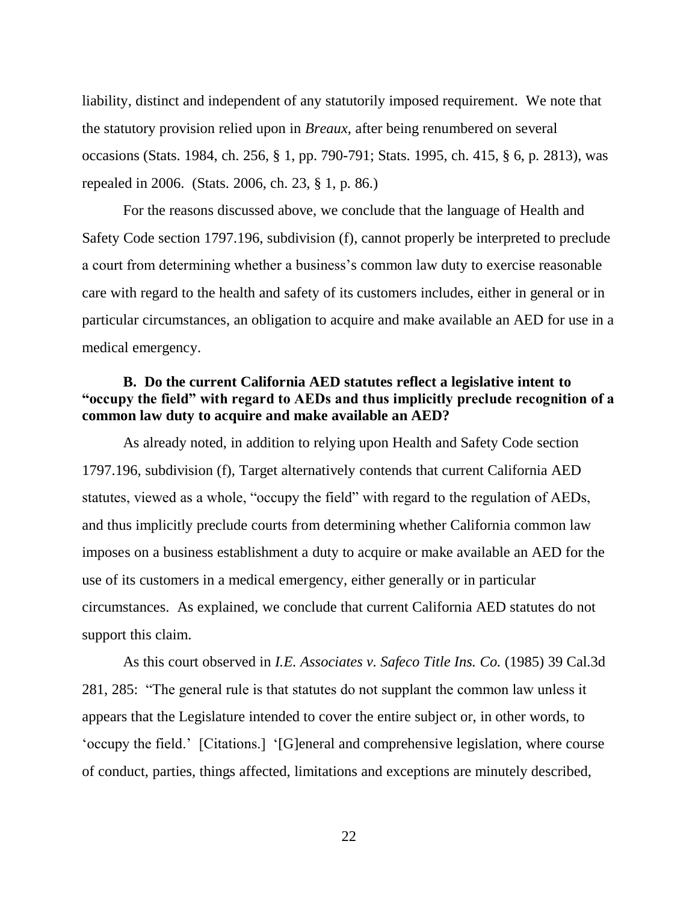liability, distinct and independent of any statutorily imposed requirement. We note that the statutory provision relied upon in *Breaux*, after being renumbered on several occasions (Stats. 1984, ch. 256, § 1, pp. 790-791; Stats. 1995, ch. 415, § 6, p. 2813), was repealed in 2006. (Stats. 2006, ch. 23, § 1, p. 86.)

For the reasons discussed above, we conclude that the language of Health and Safety Code section 1797.196, subdivision (f), cannot properly be interpreted to preclude a court from determining whether a business's common law duty to exercise reasonable care with regard to the health and safety of its customers includes, either in general or in particular circumstances, an obligation to acquire and make available an AED for use in a medical emergency.

**B. Do the current California AED statutes reflect a legislative intent to "occupy the field" with regard to AEDs and thus implicitly preclude recognition of a common law duty to acquire and make available an AED?**

As already noted, in addition to relying upon Health and Safety Code section 1797.196, subdivision (f), Target alternatively contends that current California AED statutes, viewed as a whole, "occupy the field" with regard to the regulation of AEDs, and thus implicitly preclude courts from determining whether California common law imposes on a business establishment a duty to acquire or make available an AED for the use of its customers in a medical emergency, either generally or in particular circumstances. As explained, we conclude that current California AED statutes do not support this claim.

As this court observed in *I.E. Associates v. Safeco Title Ins. Co.* (1985) 39 Cal.3d 281, 285: "The general rule is that statutes do not supplant the common law unless it appears that the Legislature intended to cover the entire subject or, in other words, to 'occupy the field.' [Citations.] '[G]eneral and comprehensive legislation, where course of conduct, parties, things affected, limitations and exceptions are minutely described,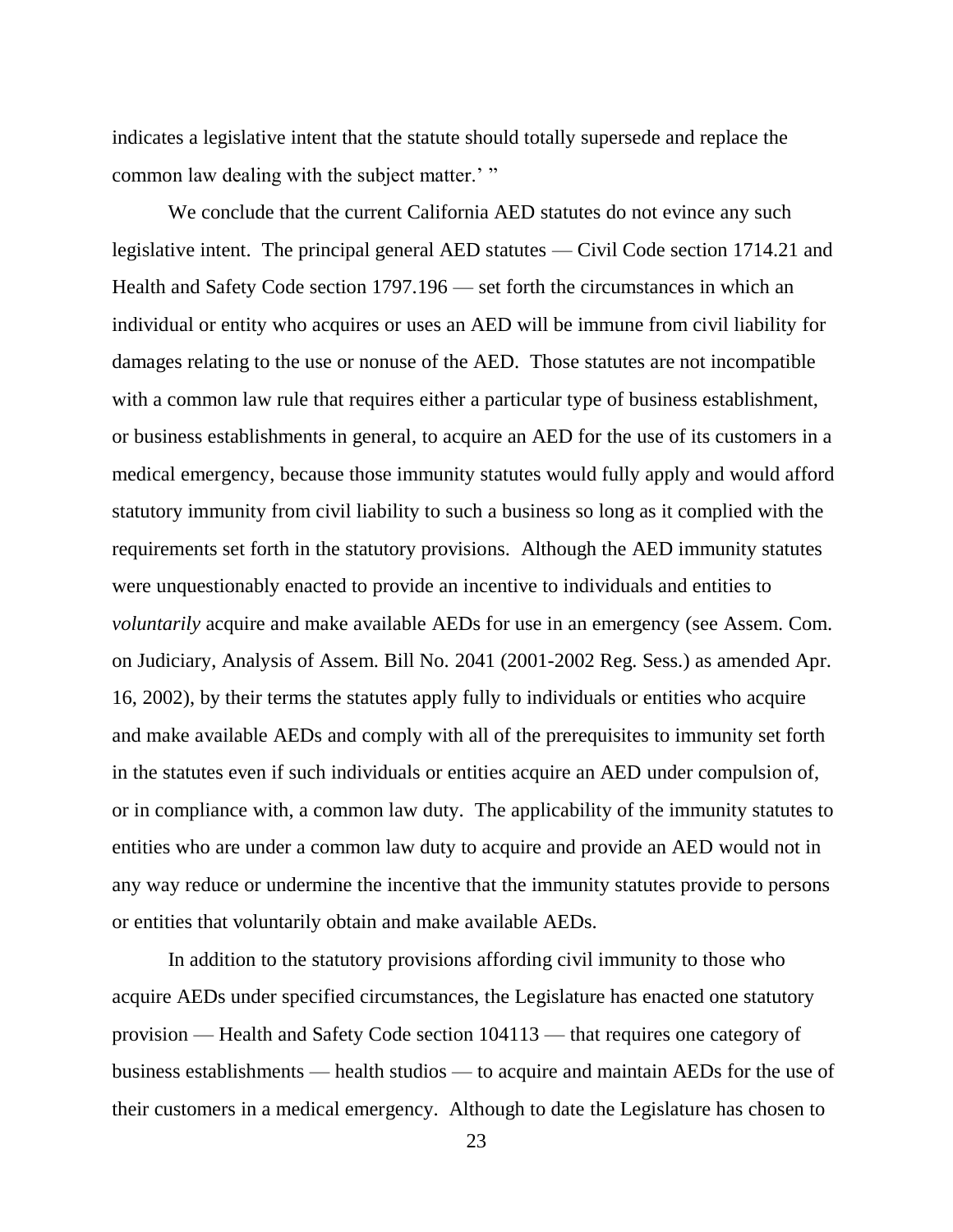indicates a legislative intent that the statute should totally supersede and replace the common law dealing with the subject matter.' "

We conclude that the current California AED statutes do not evince any such legislative intent. The principal general AED statutes — Civil Code section 1714.21 and Health and Safety Code section 1797.196 — set forth the circumstances in which an individual or entity who acquires or uses an AED will be immune from civil liability for damages relating to the use or nonuse of the AED. Those statutes are not incompatible with a common law rule that requires either a particular type of business establishment, or business establishments in general, to acquire an AED for the use of its customers in a medical emergency, because those immunity statutes would fully apply and would afford statutory immunity from civil liability to such a business so long as it complied with the requirements set forth in the statutory provisions. Although the AED immunity statutes were unquestionably enacted to provide an incentive to individuals and entities to *voluntarily* acquire and make available AEDs for use in an emergency (see Assem. Com. on Judiciary, Analysis of Assem. Bill No. 2041 (2001-2002 Reg. Sess.) as amended Apr. 16, 2002), by their terms the statutes apply fully to individuals or entities who acquire and make available AEDs and comply with all of the prerequisites to immunity set forth in the statutes even if such individuals or entities acquire an AED under compulsion of, or in compliance with, a common law duty. The applicability of the immunity statutes to entities who are under a common law duty to acquire and provide an AED would not in any way reduce or undermine the incentive that the immunity statutes provide to persons or entities that voluntarily obtain and make available AEDs.

In addition to the statutory provisions affording civil immunity to those who acquire AEDs under specified circumstances, the Legislature has enacted one statutory provision — Health and Safety Code section 104113 — that requires one category of business establishments — health studios — to acquire and maintain AEDs for the use of their customers in a medical emergency. Although to date the Legislature has chosen to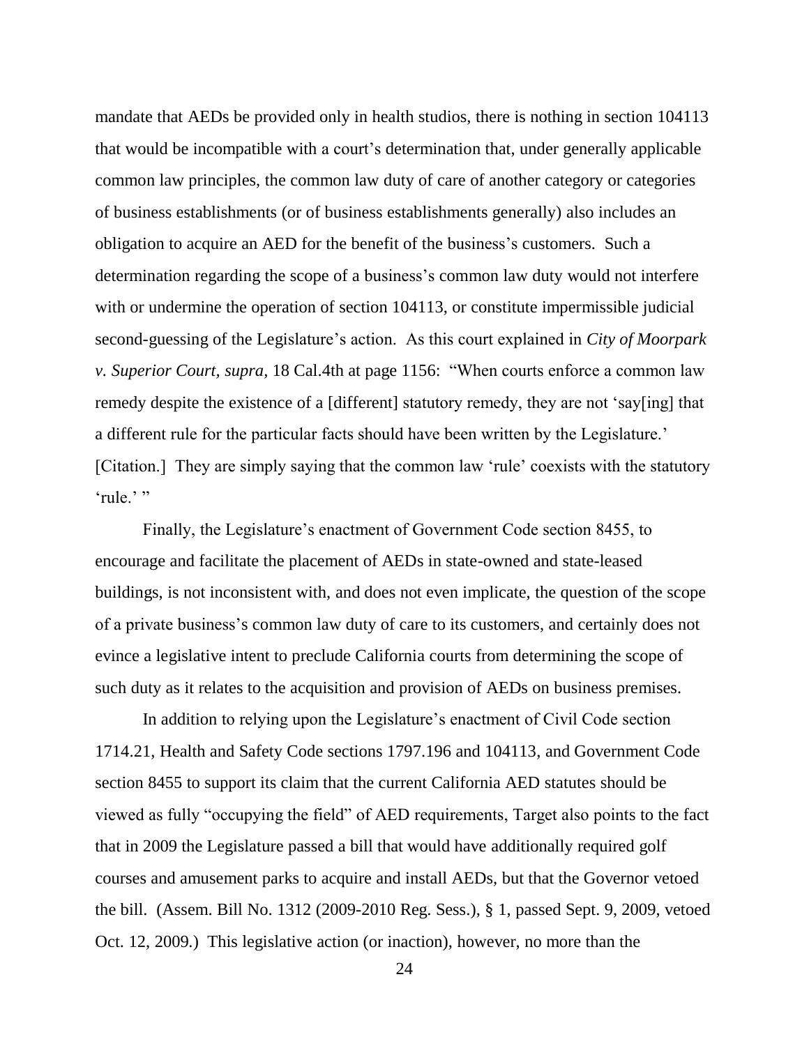mandate that AEDs be provided only in health studios, there is nothing in section 104113 that would be incompatible with a court's determination that, under generally applicable common law principles, the common law duty of care of another category or categories of business establishments (or of business establishments generally) also includes an obligation to acquire an AED for the benefit of the business's customers. Such a determination regarding the scope of a business's common law duty would not interfere with or undermine the operation of section 104113, or constitute impermissible judicial second-guessing of the Legislature's action. As this court explained in *City of Moorpark v. Superior Court, supra,* 18 Cal.4th at page 1156: "When courts enforce a common law remedy despite the existence of a [different] statutory remedy, they are not 'say[ing] that a different rule for the particular facts should have been written by the Legislature.' [Citation.] They are simply saying that the common law 'rule' coexists with the statutory 'rule.' "

Finally, the Legislature's enactment of Government Code section 8455, to encourage and facilitate the placement of AEDs in state-owned and state-leased buildings, is not inconsistent with, and does not even implicate, the question of the scope of a private business's common law duty of care to its customers, and certainly does not evince a legislative intent to preclude California courts from determining the scope of such duty as it relates to the acquisition and provision of AEDs on business premises.

In addition to relying upon the Legislature's enactment of Civil Code section 1714.21, Health and Safety Code sections 1797.196 and 104113, and Government Code section 8455 to support its claim that the current California AED statutes should be viewed as fully "occupying the field" of AED requirements, Target also points to the fact that in 2009 the Legislature passed a bill that would have additionally required golf courses and amusement parks to acquire and install AEDs, but that the Governor vetoed the bill. (Assem. Bill No. 1312 (2009-2010 Reg. Sess.), § 1, passed Sept. 9, 2009, vetoed Oct. 12, 2009.) This legislative action (or inaction), however, no more than the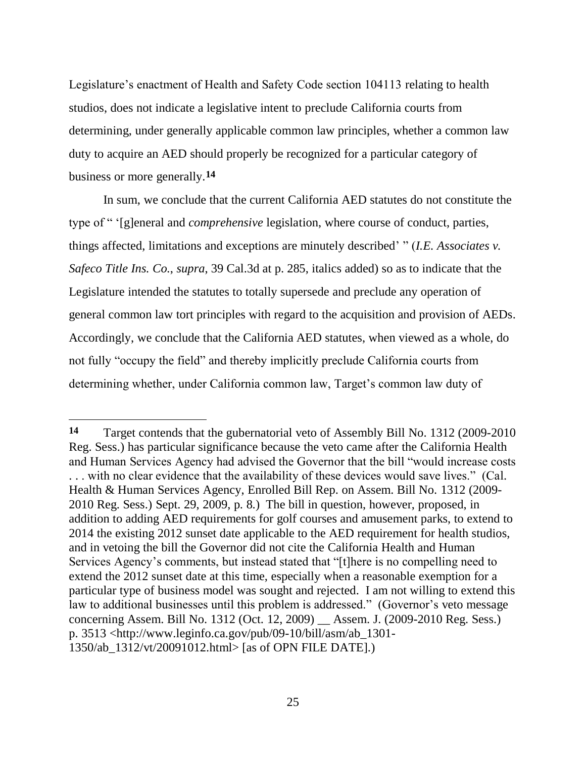Legislature's enactment of Health and Safety Code section 104113 relating to health studios, does not indicate a legislative intent to preclude California courts from determining, under generally applicable common law principles, whether a common law duty to acquire an AED should properly be recognized for a particular category of business or more generally.[14]

In sum, we conclude that the current California AED statutes do not constitute the type of " '[g]eneral and *comprehensive* legislation, where course of conduct, parties, things affected, limitations and exceptions are minutely described' " (*I.E. Associates v. Safeco Title Ins. Co.*, *supra*, 39 Cal.3d at p. 285, italics added) so as to indicate that the Legislature intended the statutes to totally supersede and preclude any operation of general common law tort principles with regard to the acquisition and provision of AEDs. Accordingly, we conclude that the California AED statutes, when viewed as a whole, do not fully "occupy the field" and thereby implicitly preclude California courts from determining whether, under California common law, Target's common law duty of

---

[14] Target contends that the gubernatorial veto of Assembly Bill No. 1312 (2009-2010 Reg. Sess.) has particular significance because the veto came after the California Health and Human Services Agency had advised the Governor that the bill "would increase costs . . . with no clear evidence that the availability of these devices would save lives." (Cal. Health & Human Services Agency, Enrolled Bill Rep. on Assem. Bill No. 1312 (2009-2010 Reg. Sess.) Sept. 29, 2009, p. 8.) The bill in question, however, proposed, in addition to adding AED requirements for golf courses and amusement parks, to extend to 2014 the existing 2012 sunset date applicable to the AED requirement for health studios, and in vetoing the bill the Governor did not cite the California Health and Human Services Agency's comments, but instead stated that "[t]here is no compelling need to extend the 2012 sunset date at this time, especially when a reasonable exemption for a particular type of business model was sought and rejected. I am not willing to extend this law to additional businesses until this problem is addressed." (Governor's veto message concerning Assem. Bill No. 1312 (Oct. 12, 2009) __ Assem. J. (2009-2010 Reg. Sess.) p. 3513 <http://www.leginfo.ca.gov/pub/09-10/bill/asm/ab_1301-1350/ab_1312/vt/20091012.html> [as of OPN FILE DATE].)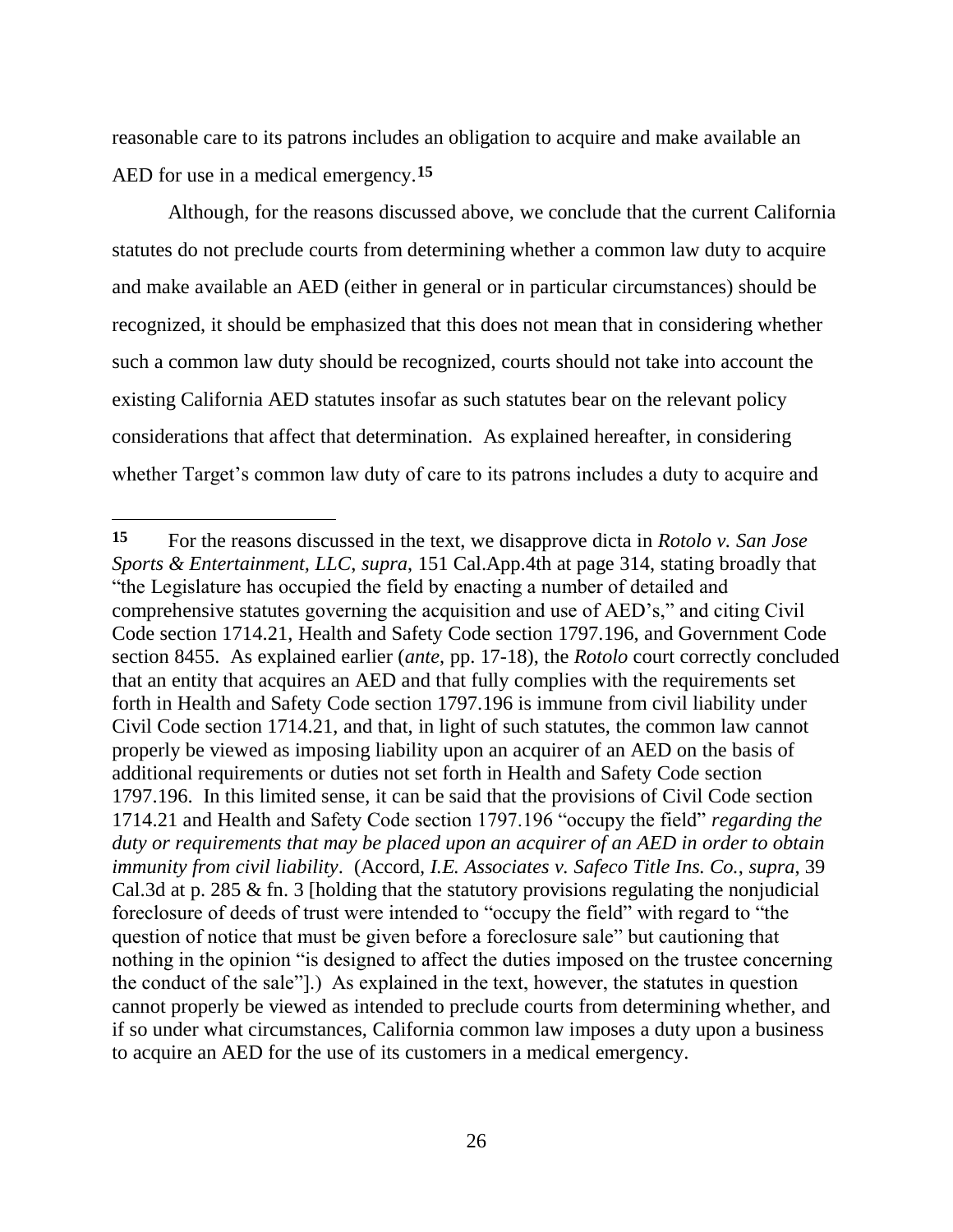reasonable care to its patrons includes an obligation to acquire and make available an AED for use in a medical emergency.[15]

Although, for the reasons discussed above, we conclude that the current California statutes do not preclude courts from determining whether a common law duty to acquire and make available an AED (either in general or in particular circumstances) should be recognized, it should be emphasized that this does not mean that in considering whether such a common law duty should be recognized, courts should not take into account the existing California AED statutes insofar as such statutes bear on the relevant policy considerations that affect that determination. As explained hereafter, in considering whether Target's common law duty of care to its patrons includes a duty to acquire and

---

[15] For the reasons discussed in the text, we disapprove dicta in *Rotolo v. San Jose Sports & Entertainment, LLC*, *supra*, 151 Cal.App.4th at page 314, stating broadly that "the Legislature has occupied the field by enacting a number of detailed and comprehensive statutes governing the acquisition and use of AED's," and citing Civil Code section 1714.21, Health and Safety Code section 1797.196, and Government Code section 8455. As explained earlier (*ante*, pp. 17-18), the *Rotolo* court correctly concluded that an entity that acquires an AED and that fully complies with the requirements set forth in Health and Safety Code section 1797.196 is immune from civil liability under Civil Code section 1714.21, and that, in light of such statutes, the common law cannot properly be viewed as imposing liability upon an acquirer of an AED on the basis of additional requirements or duties not set forth in Health and Safety Code section 1797.196. In this limited sense, it can be said that the provisions of Civil Code section 1714.21 and Health and Safety Code section 1797.196 "occupy the field" *regarding the duty or requirements that may be placed upon an acquirer of an AED in order to obtain immunity from civil liability*. (Accord, *I.E. Associates v. Safeco Title Ins. Co.*, *supra*, 39 Cal.3d at p. 285 & fn. 3 [holding that the statutory provisions regulating the nonjudicial foreclosure of deeds of trust were intended to "occupy the field" with regard to "the question of notice that must be given before a foreclosure sale" but cautioning that nothing in the opinion "is designed to affect the duties imposed on the trustee concerning the conduct of the sale"].) As explained in the text, however, the statutes in question cannot properly be viewed as intended to preclude courts from determining whether, and if so under what circumstances, California common law imposes a duty upon a business to acquire an AED for the use of its customers in a medical emergency.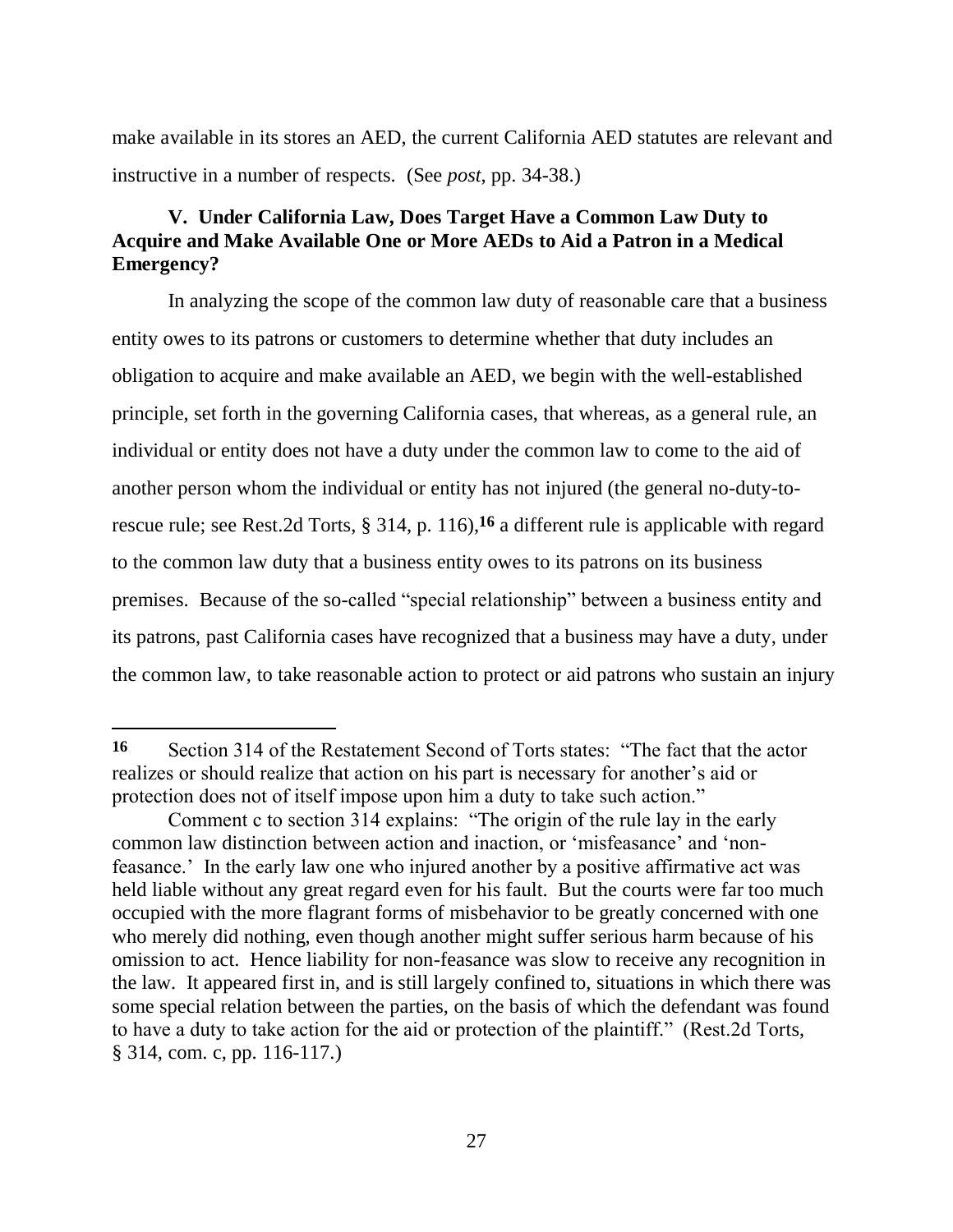make available in its stores an AED, the current California AED statutes are relevant and instructive in a number of respects. (See *post*, pp. 34-38.)

### V. Under California Law, Does Target Have a Common Law Duty to Acquire and Make Available One or More AEDs to Aid a Patron in a Medical Emergency?

In analyzing the scope of the common law duty of reasonable care that a business entity owes to its patrons or customers to determine whether that duty includes an obligation to acquire and make available an AED, we begin with the well-established principle, set forth in the governing California cases, that whereas, as a general rule, an individual or entity does not have a duty under the common law to come to the aid of another person whom the individual or entity has not injured (the general no-duty-to-rescue rule; see Rest.2d Torts, § 314, p. 116),[16] a different rule is applicable with regard to the common law duty that a business entity owes to its patrons on its business premises. Because of the so-called "special relationship" between a business entity and its patrons, past California cases have recognized that a business may have a duty, under the common law, to take reasonable action to protect or aid patrons who sustain an injury

---

**16** Section 314 of the Restatement Second of Torts states: "The fact that the actor realizes or should realize that action on his part is necessary for another's aid or protection does not of itself impose upon him a duty to take such action."

Comment c to section 314 explains: "The origin of the rule lay in the early common law distinction between action and inaction, or 'misfeasance' and 'non-feasance.' In the early law one who injured another by a positive affirmative act was held liable without any great regard even for his fault. But the courts were far too much occupied with the more flagrant forms of misbehavior to be greatly concerned with one who merely did nothing, even though another might suffer serious harm because of his omission to act. Hence liability for non-feasance was slow to receive any recognition in the law. It appeared first in, and is still largely confined to, situations in which there was some special relation between the parties, on the basis of which the defendant was found to have a duty to take action for the aid or protection of the plaintiff." (Rest.2d Torts, § 314, com. c, pp. 116-117.)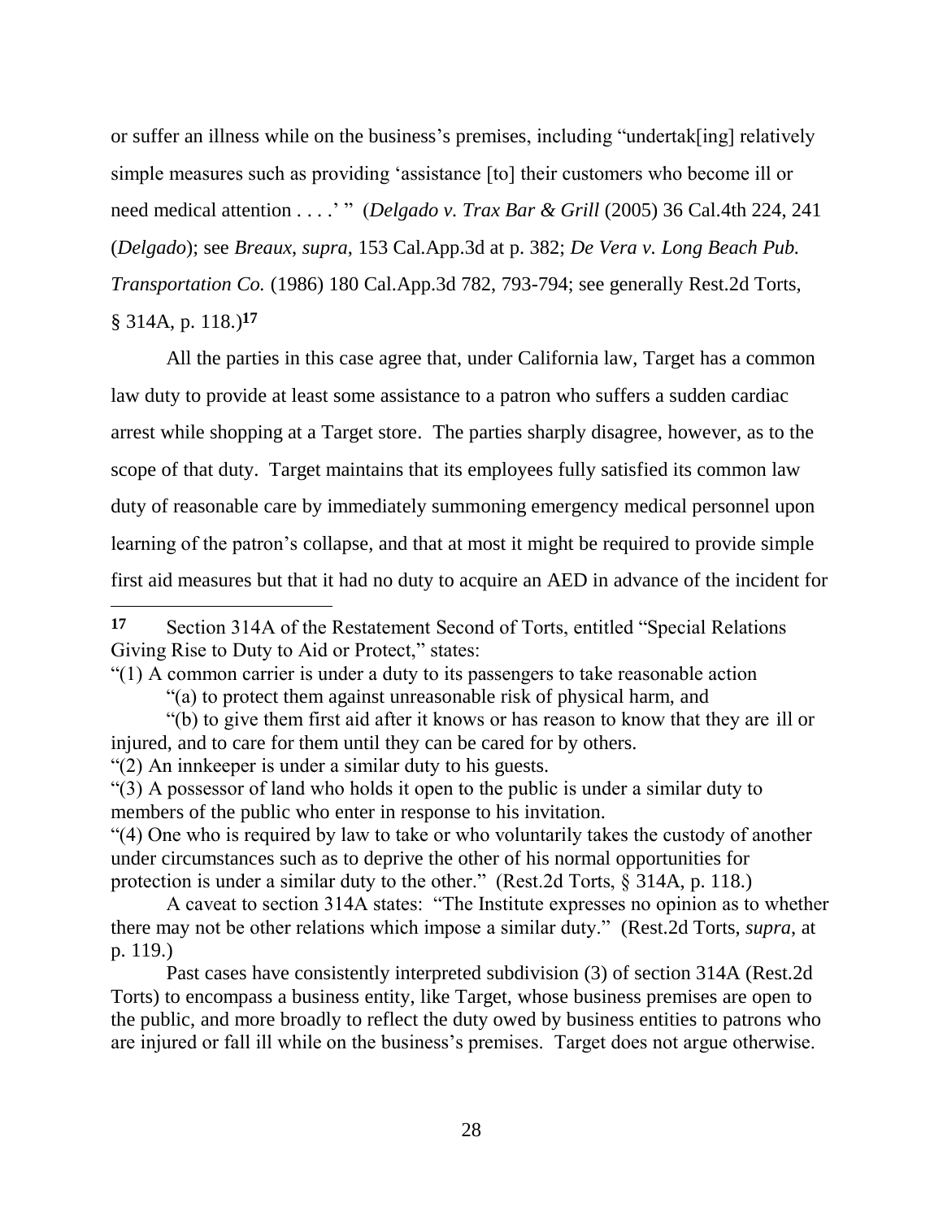or suffer an illness while on the business's premises, including "undertak[ing] relatively simple measures such as providing 'assistance [to] their customers who become ill or need medical attention . . . .' " (*Delgado v. Trax Bar & Grill* (2005) 36 Cal.4th 224, 241 (*Delgado*); see *Breaux*, *supra*, 153 Cal.App.3d at p. 382; *De Vera v. Long Beach Pub. Transportation Co.* (1986) 180 Cal.App.3d 782, 793-794; see generally Rest.2d Torts, § 314A, p. 118.)[17]

All the parties in this case agree that, under California law, Target has a common law duty to provide at least some assistance to a patron who suffers a sudden cardiac arrest while shopping at a Target store. The parties sharply disagree, however, as to the scope of that duty. Target maintains that its employees fully satisfied its common law duty of reasonable care by immediately summoning emergency medical personnel upon learning of the patron's collapse, and that at most it might be required to provide simple first aid measures but that it had no duty to acquire an AED in advance of the incident for

---

**17** Section 314A of the Restatement Second of Torts, entitled "Special Relations Giving Rise to Duty to Aid or Protect," states:

"(1) A common carrier is under a duty to its passengers to take reasonable action

"(a) to protect them against unreasonable risk of physical harm, and

"(b) to give them first aid after it knows or has reason to know that they are ill or injured, and to care for them until they can be cared for by others.

"(2) An innkeeper is under a similar duty to his guests.

"(3) A possessor of land who holds it open to the public is under a similar duty to members of the public who enter in response to his invitation.

"(4) One who is required by law to take or who voluntarily takes the custody of another under circumstances such as to deprive the other of his normal opportunities for protection is under a similar duty to the other." (Rest.2d Torts, § 314A, p. 118.)

A caveat to section 314A states: "The Institute expresses no opinion as to whether there may not be other relations which impose a similar duty." (Rest.2d Torts, *supra*, at p. 119.)

Past cases have consistently interpreted subdivision (3) of section 314A (Rest.2d Torts) to encompass a business entity, like Target, whose business premises are open to the public, and more broadly to reflect the duty owed by business entities to patrons who are injured or fall ill while on the business's premises. Target does not argue otherwise.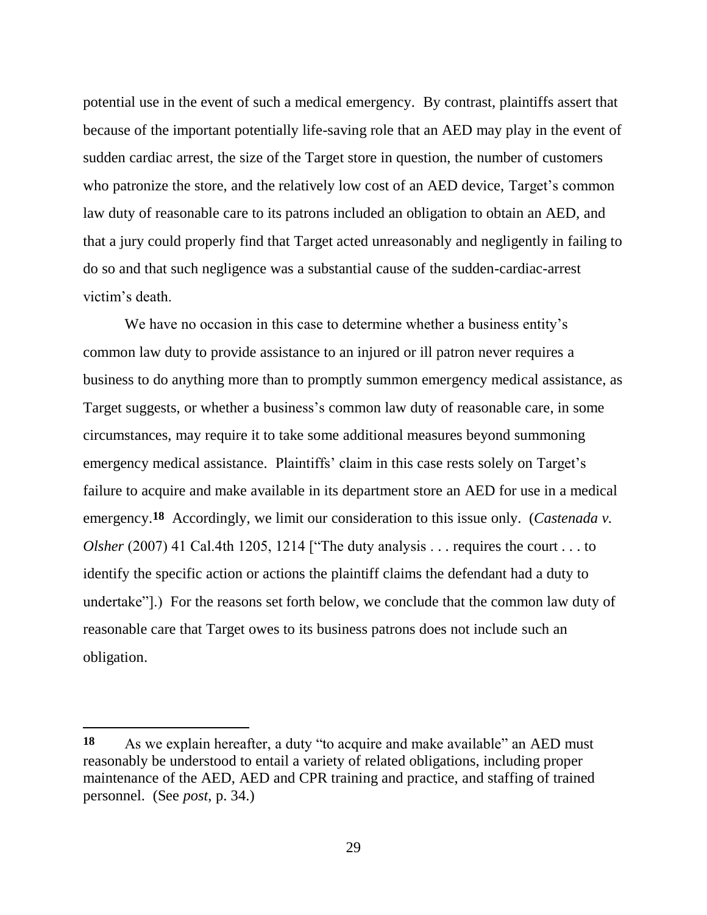potential use in the event of such a medical emergency. By contrast, plaintiffs assert that because of the important potentially life-saving role that an AED may play in the event of sudden cardiac arrest, the size of the Target store in question, the number of customers who patronize the store, and the relatively low cost of an AED device, Target's common law duty of reasonable care to its patrons included an obligation to obtain an AED, and that a jury could properly find that Target acted unreasonably and negligently in failing to do so and that such negligence was a substantial cause of the sudden-cardiac-arrest victim's death.

We have no occasion in this case to determine whether a business entity's common law duty to provide assistance to an injured or ill patron never requires a business to do anything more than to promptly summon emergency medical assistance, as Target suggests, or whether a business's common law duty of reasonable care, in some circumstances, may require it to take some additional measures beyond summoning emergency medical assistance. Plaintiffs' claim in this case rests solely on Target's failure to acquire and make available in its department store an AED for use in a medical emergency.[18] Accordingly, we limit our consideration to this issue only. (*Castenada v. Olsher* (2007) 41 Cal.4th 1205, 1214 ["The duty analysis . . . requires the court . . . to identify the specific action or actions the plaintiff claims the defendant had a duty to undertake"].) For the reasons set forth below, we conclude that the common law duty of reasonable care that Target owes to its business patrons does not include such an obligation.

---

**18** As we explain hereafter, a duty "to acquire and make available" an AED must reasonably be understood to entail a variety of related obligations, including proper maintenance of the AED, AED and CPR training and practice, and staffing of trained personnel. (See *post*, p. 34.)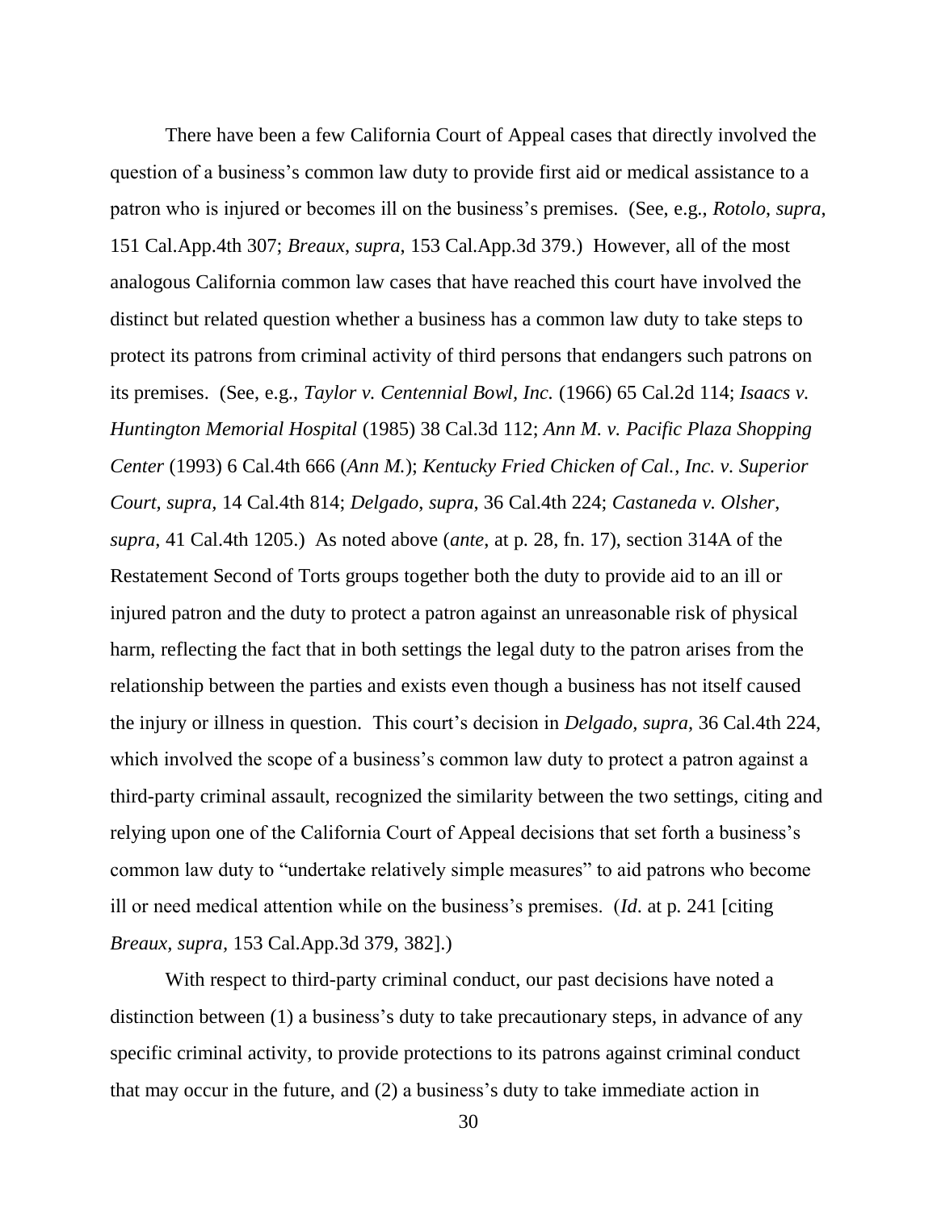There have been a few California Court of Appeal cases that directly involved the question of a business's common law duty to provide first aid or medical assistance to a patron who is injured or becomes ill on the business's premises. (See, e.g., *Rotolo*, *supra*, 151 Cal.App.4th 307; *Breaux*, *supra*, 153 Cal.App.3d 379.) However, all of the most analogous California common law cases that have reached this court have involved the distinct but related question whether a business has a common law duty to take steps to protect its patrons from criminal activity of third persons that endangers such patrons on its premises. (See, e.g., *Taylor v. Centennial Bowl, Inc.* (1966) 65 Cal.2d 114; *Isaacs v. Huntington Memorial Hospital* (1985) 38 Cal.3d 112; *Ann M. v. Pacific Plaza Shopping Center* (1993) 6 Cal.4th 666 (*Ann M.*); *Kentucky Fried Chicken of Cal., Inc. v. Superior Court, supra*, 14 Cal.4th 814; *Delgado*, *supra*, 36 Cal.4th 224; *Castaneda v. Olsher*, *supra*, 41 Cal.4th 1205.) As noted above (*ante*, at p. 28, fn. 17), section 314A of the Restatement Second of Torts groups together both the duty to provide aid to an ill or injured patron and the duty to protect a patron against an unreasonable risk of physical harm, reflecting the fact that in both settings the legal duty to the patron arises from the relationship between the parties and exists even though a business has not itself caused the injury or illness in question. This court's decision in *Delgado*, *supra*, 36 Cal.4th 224, which involved the scope of a business's common law duty to protect a patron against a third-party criminal assault, recognized the similarity between the two settings, citing and relying upon one of the California Court of Appeal decisions that set forth a business's common law duty to "undertake relatively simple measures" to aid patrons who become ill or need medical attention while on the business's premises. (*Id*. at p. 241 [citing *Breaux*, *supra*, 153 Cal.App.3d 379, 382].)

With respect to third-party criminal conduct, our past decisions have noted a distinction between (1) a business's duty to take precautionary steps, in advance of any specific criminal activity, to provide protections to its patrons against criminal conduct that may occur in the future, and (2) a business's duty to take immediate action in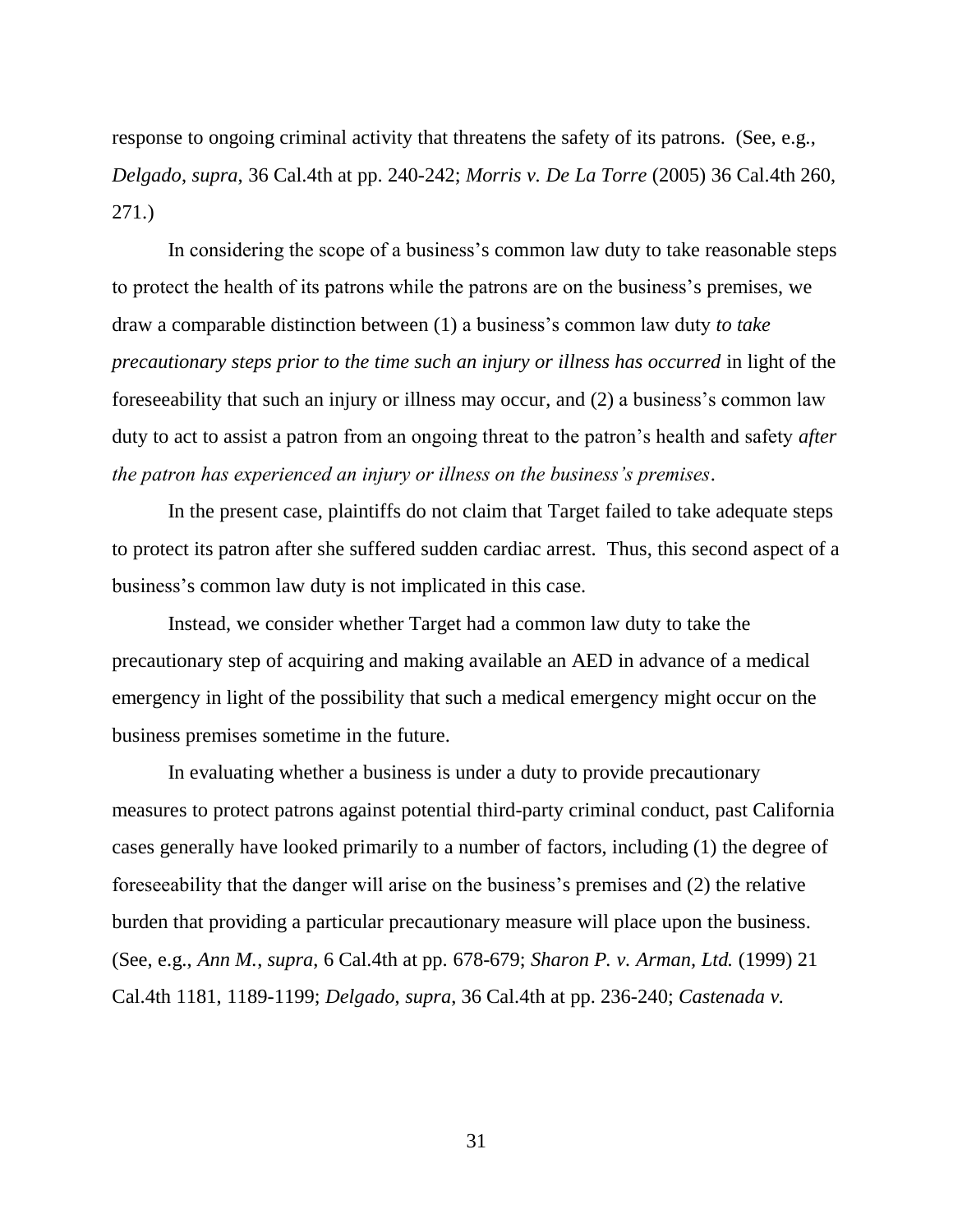response to ongoing criminal activity that threatens the safety of its patrons. (See, e.g., *Delgado*, *supra*, 36 Cal.4th at pp. 240-242; *Morris v. De La Torre* (2005) 36 Cal.4th 260, 271.)

In considering the scope of a business's common law duty to take reasonable steps to protect the health of its patrons while the patrons are on the business's premises, we draw a comparable distinction between (1) a business's common law duty *to take precautionary steps prior to the time such an injury or illness has occurred* in light of the foreseeability that such an injury or illness may occur, and (2) a business's common law duty to act to assist a patron from an ongoing threat to the patron's health and safety *after the patron has experienced an injury or illness on the business's premises*.

In the present case, plaintiffs do not claim that Target failed to take adequate steps to protect its patron after she suffered sudden cardiac arrest. Thus, this second aspect of a business's common law duty is not implicated in this case.

Instead, we consider whether Target had a common law duty to take the precautionary step of acquiring and making available an AED in advance of a medical emergency in light of the possibility that such a medical emergency might occur on the business premises sometime in the future.

In evaluating whether a business is under a duty to provide precautionary measures to protect patrons against potential third-party criminal conduct, past California cases generally have looked primarily to a number of factors, including (1) the degree of foreseeability that the danger will arise on the business's premises and (2) the relative burden that providing a particular precautionary measure will place upon the business. (See, e.g., *Ann M.*, *supra*, 6 Cal.4th at pp. 678-679; *Sharon P. v. Arman, Ltd.* (1999) 21 Cal.4th 1181, 1189-1199; *Delgado*, *supra*, 36 Cal.4th at pp. 236-240; *Castenada v.*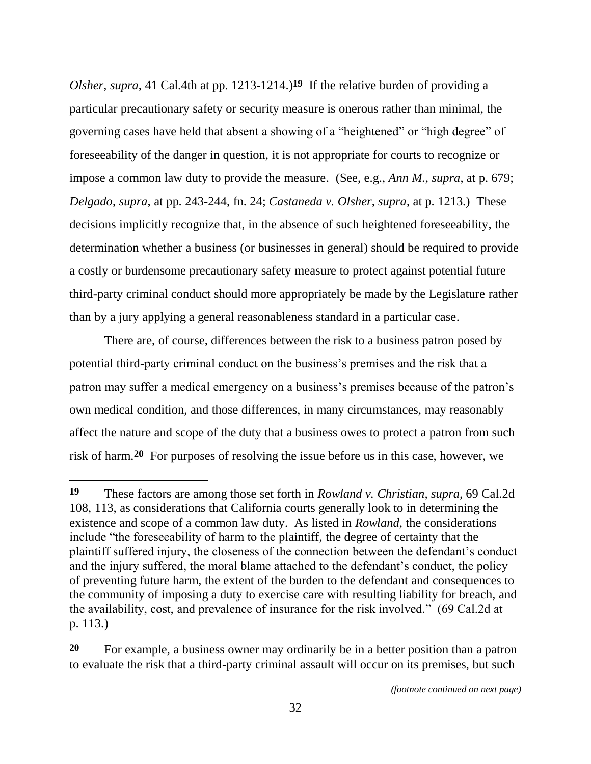*Olsher*, *supra*, 41 Cal.4th at pp. 1213-1214.)[19] If the relative burden of providing a particular precautionary safety or security measure is onerous rather than minimal, the governing cases have held that absent a showing of a "heightened" or "high degree" of foreseeability of the danger in question, it is not appropriate for courts to recognize or impose a common law duty to provide the measure. (See, e.g., *Ann M.*, *supra*, at p. 679; *Delgado*, *supra*, at pp. 243-244, fn. 24; *Castaneda v. Olsher*, *supra*, at p. 1213.) These decisions implicitly recognize that, in the absence of such heightened foreseeability, the determination whether a business (or businesses in general) should be required to provide a costly or burdensome precautionary safety measure to protect against potential future third-party criminal conduct should more appropriately be made by the Legislature rather than by a jury applying a general reasonableness standard in a particular case.

There are, of course, differences between the risk to a business patron posed by potential third-party criminal conduct on the business's premises and the risk that a patron may suffer a medical emergency on a business's premises because of the patron's own medical condition, and those differences, in many circumstances, may reasonably affect the nature and scope of the duty that a business owes to protect a patron from such risk of harm.[20] For purposes of resolving the issue before us in this case, however, we

---

[19] These factors are among those set forth in *Rowland v. Christian, supra,* 69 Cal.2d 108, 113, as considerations that California courts generally look to in determining the existence and scope of a common law duty. As listed in *Rowland*, the considerations include "the foreseeability of harm to the plaintiff, the degree of certainty that the plaintiff suffered injury, the closeness of the connection between the defendant's conduct and the injury suffered, the moral blame attached to the defendant's conduct, the policy of preventing future harm, the extent of the burden to the defendant and consequences to the community of imposing a duty to exercise care with resulting liability for breach, and the availability, cost, and prevalence of insurance for the risk involved." (69 Cal.2d at p. 113.)

[20] For example, a business owner may ordinarily be in a better position than a patron to evaluate the risk that a third-party criminal assault will occur on its premises, but such

*(footnote continued on next page)*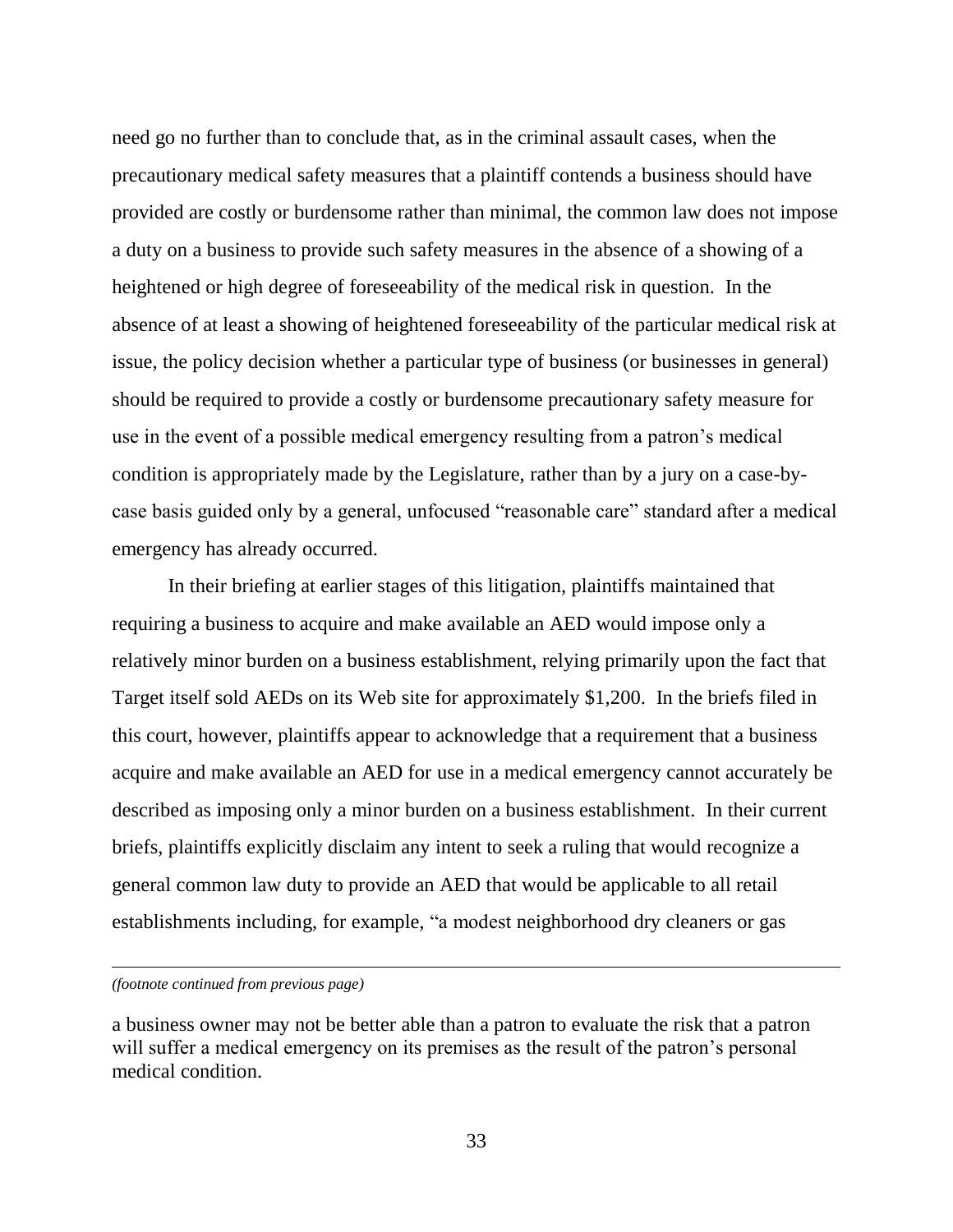need go no further than to conclude that, as in the criminal assault cases, when the precautionary medical safety measures that a plaintiff contends a business should have provided are costly or burdensome rather than minimal, the common law does not impose a duty on a business to provide such safety measures in the absence of a showing of a heightened or high degree of foreseeability of the medical risk in question. In the absence of at least a showing of heightened foreseeability of the particular medical risk at issue, the policy decision whether a particular type of business (or businesses in general) should be required to provide a costly or burdensome precautionary safety measure for use in the event of a possible medical emergency resulting from a patron's medical condition is appropriately made by the Legislature, rather than by a jury on a case-by-case basis guided only by a general, unfocused "reasonable care" standard after a medical emergency has already occurred.

In their briefing at earlier stages of this litigation, plaintiffs maintained that requiring a business to acquire and make available an AED would impose only a relatively minor burden on a business establishment, relying primarily upon the fact that Target itself sold AEDs on its Web site for approximately $1,200. In the briefs filed in this court, however, plaintiffs appear to acknowledge that a requirement that a business acquire and make available an AED for use in a medical emergency cannot accurately be described as imposing only a minor burden on a business establishment. In their current briefs, plaintiffs explicitly disclaim any intent to seek a ruling that would recognize a general common law duty to provide an AED that would be applicable to all retail establishments including, for example, "a modest neighborhood dry cleaners or gas

---

*(footnote continued from previous page)*

a business owner may not be better able than a patron to evaluate the risk that a patron will suffer a medical emergency on its premises as the result of the patron's personal medical condition.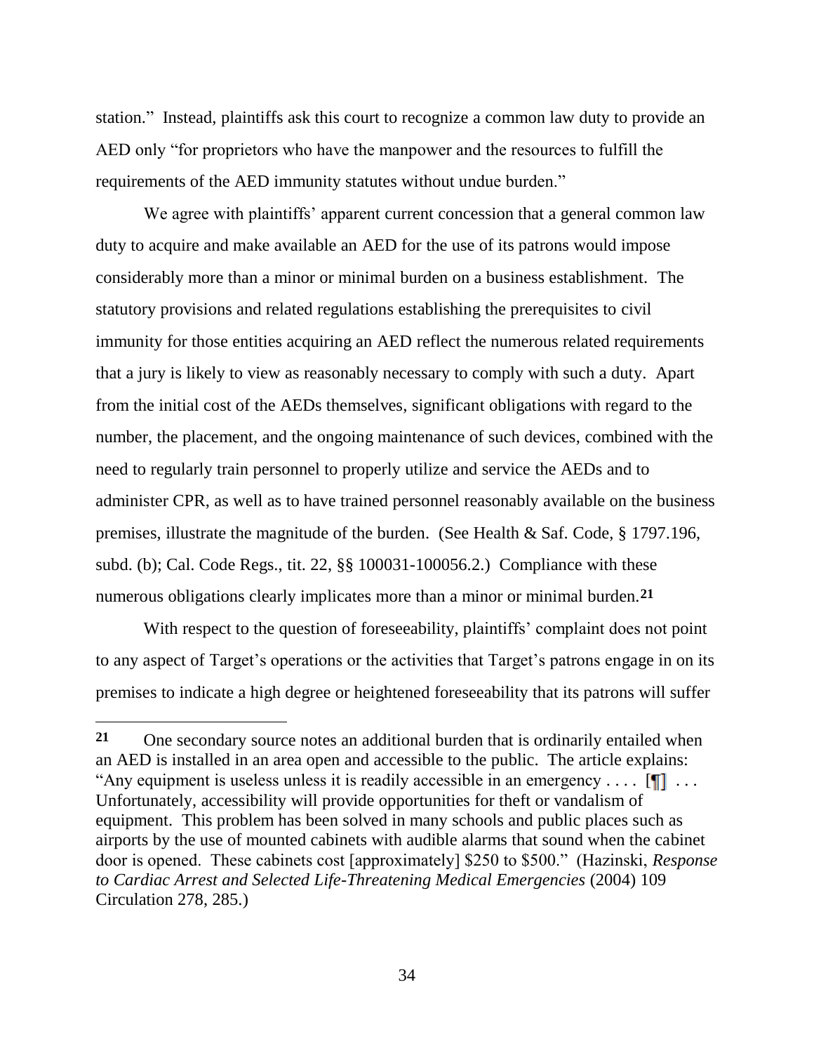station." Instead, plaintiffs ask this court to recognize a common law duty to provide an AED only "for proprietors who have the manpower and the resources to fulfill the requirements of the AED immunity statutes without undue burden."

We agree with plaintiffs' apparent current concession that a general common law duty to acquire and make available an AED for the use of its patrons would impose considerably more than a minor or minimal burden on a business establishment. The statutory provisions and related regulations establishing the prerequisites to civil immunity for those entities acquiring an AED reflect the numerous related requirements that a jury is likely to view as reasonably necessary to comply with such a duty. Apart from the initial cost of the AEDs themselves, significant obligations with regard to the number, the placement, and the ongoing maintenance of such devices, combined with the need to regularly train personnel to properly utilize and service the AEDs and to administer CPR, as well as to have trained personnel reasonably available on the business premises, illustrate the magnitude of the burden. (See Health & Saf. Code, § 1797.196, subd. (b); Cal. Code Regs., tit. 22, §§ 100031-100056.2.) Compliance with these numerous obligations clearly implicates more than a minor or minimal burden.[21]

With respect to the question of foreseeability, plaintiffs' complaint does not point to any aspect of Target's operations or the activities that Target's patrons engage in on its premises to indicate a high degree or heightened foreseeability that its patrons will suffer

---

**21** One secondary source notes an additional burden that is ordinarily entailed when an AED is installed in an area open and accessible to the public. The article explains: "Any equipment is useless unless it is readily accessible in an emergency . . . . [¶] . . . Unfortunately, accessibility will provide opportunities for theft or vandalism of equipment. This problem has been solved in many schools and public places such as airports by the use of mounted cabinets with audible alarms that sound when the cabinet door is opened. These cabinets cost [approximately] $250 to $500." (Hazinski, *Response to Cardiac Arrest and Selected Life-Threatening Medical Emergencies* (2004) 109 Circulation 278, 285.)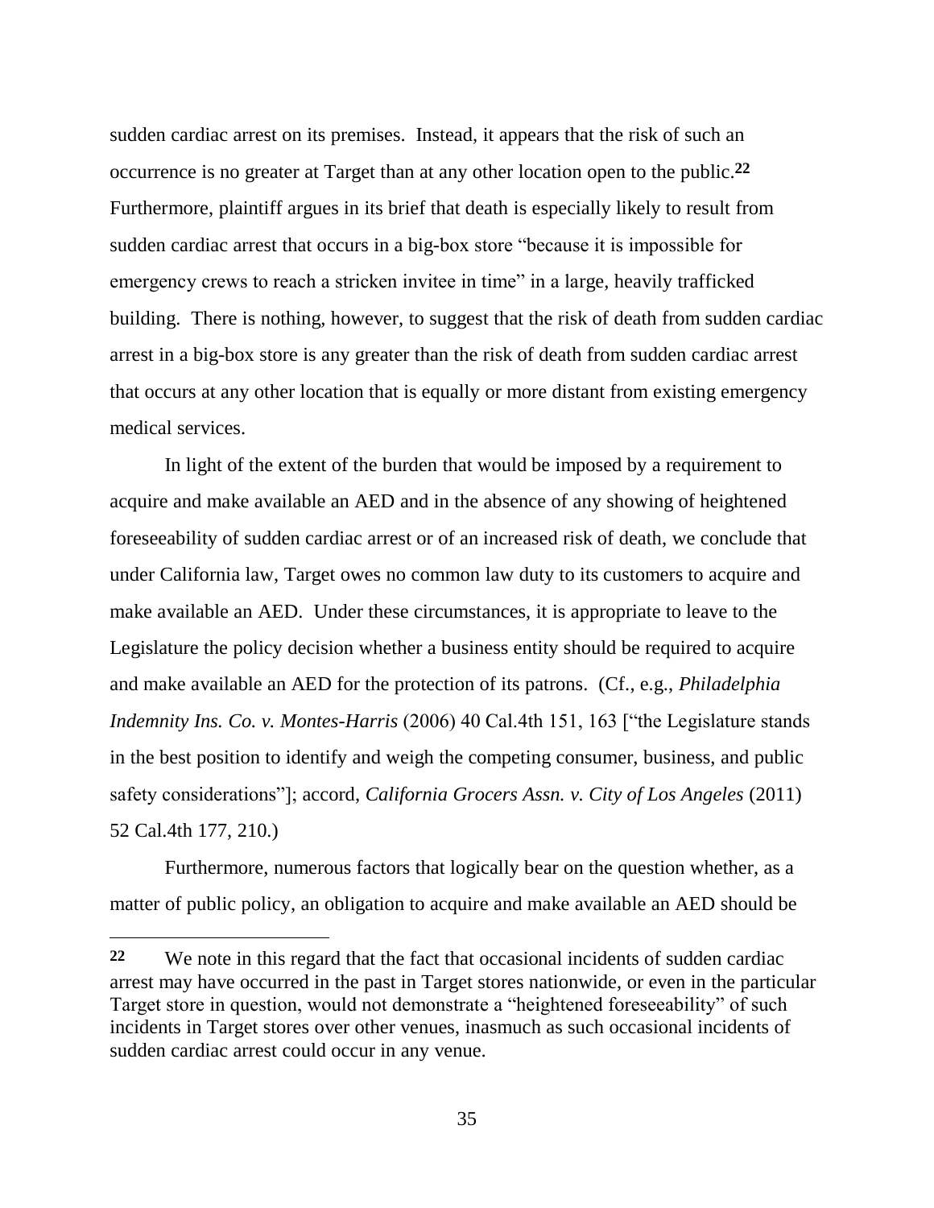sudden cardiac arrest on its premises. Instead, it appears that the risk of such an occurrence is no greater at Target than at any other location open to the public.[22] Furthermore, plaintiff argues in its brief that death is especially likely to result from sudden cardiac arrest that occurs in a big-box store "because it is impossible for emergency crews to reach a stricken invitee in time" in a large, heavily trafficked building. There is nothing, however, to suggest that the risk of death from sudden cardiac arrest in a big-box store is any greater than the risk of death from sudden cardiac arrest that occurs at any other location that is equally or more distant from existing emergency medical services.

In light of the extent of the burden that would be imposed by a requirement to acquire and make available an AED and in the absence of any showing of heightened foreseeability of sudden cardiac arrest or of an increased risk of death, we conclude that under California law, Target owes no common law duty to its customers to acquire and make available an AED. Under these circumstances, it is appropriate to leave to the Legislature the policy decision whether a business entity should be required to acquire and make available an AED for the protection of its patrons. (Cf., e.g., *Philadelphia Indemnity Ins. Co. v. Montes-Harris* (2006) 40 Cal.4th 151, 163 ["the Legislature stands in the best position to identify and weigh the competing consumer, business, and public safety considerations"]; accord, *California Grocers Assn. v. City of Los Angeles* (2011) 52 Cal.4th 177, 210.)

Furthermore, numerous factors that logically bear on the question whether, as a matter of public policy, an obligation to acquire and make available an AED should be

---

**22** We note in this regard that the fact that occasional incidents of sudden cardiac arrest may have occurred in the past in Target stores nationwide, or even in the particular Target store in question, would not demonstrate a "heightened foreseeability" of such incidents in Target stores over other venues, inasmuch as such occasional incidents of sudden cardiac arrest could occur in any venue.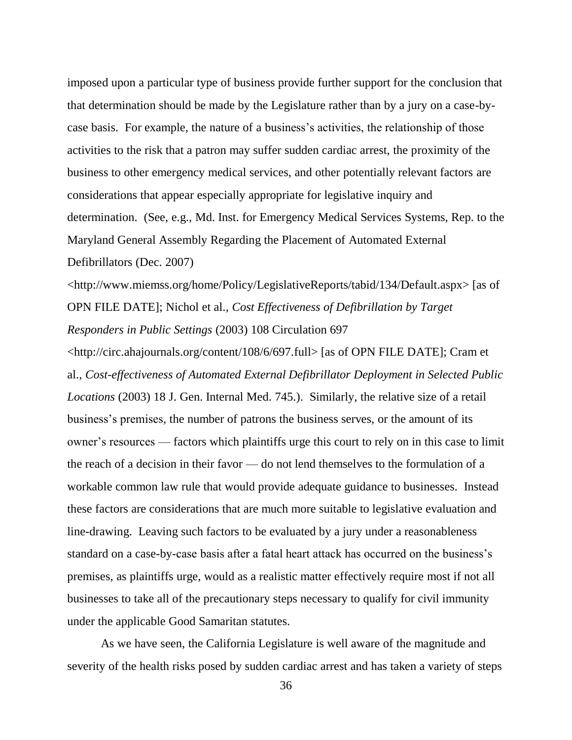imposed upon a particular type of business provide further support for the conclusion that that determination should be made by the Legislature rather than by a jury on a case-by-case basis. For example, the nature of a business's activities, the relationship of those activities to the risk that a patron may suffer sudden cardiac arrest, the proximity of the business to other emergency medical services, and other potentially relevant factors are considerations that appear especially appropriate for legislative inquiry and determination. (See, e.g., Md. Inst. for Emergency Medical Services Systems, Rep. to the Maryland General Assembly Regarding the Placement of Automated External Defibrillators (Dec. 2007) <http://www.miemss.org/home/Policy/LegislativeReports/tabid/134/Default.aspx> [as of OPN FILE DATE]; Nichol et al., *Cost Effectiveness of Defibrillation by Target Responders in Public Settings* (2003) 108 Circulation 697 <http://circ.ahajournals.org/content/108/6/697.full> [as of OPN FILE DATE]; Cram et al., *Cost-effectiveness of Automated External Defibrillator Deployment in Selected Public Locations* (2003) 18 J. Gen. Internal Med. 745.). Similarly, the relative size of a retail business's premises, the number of patrons the business serves, or the amount of its owner's resources — factors which plaintiffs urge this court to rely on in this case to limit the reach of a decision in their favor — do not lend themselves to the formulation of a workable common law rule that would provide adequate guidance to businesses. Instead these factors are considerations that are much more suitable to legislative evaluation and line-drawing. Leaving such factors to be evaluated by a jury under a reasonableness standard on a case-by-case basis after a fatal heart attack has occurred on the business's premises, as plaintiffs urge, would as a realistic matter effectively require most if not all businesses to take all of the precautionary steps necessary to qualify for civil immunity under the applicable Good Samaritan statutes.

As we have seen, the California Legislature is well aware of the magnitude and severity of the health risks posed by sudden cardiac arrest and has taken a variety of steps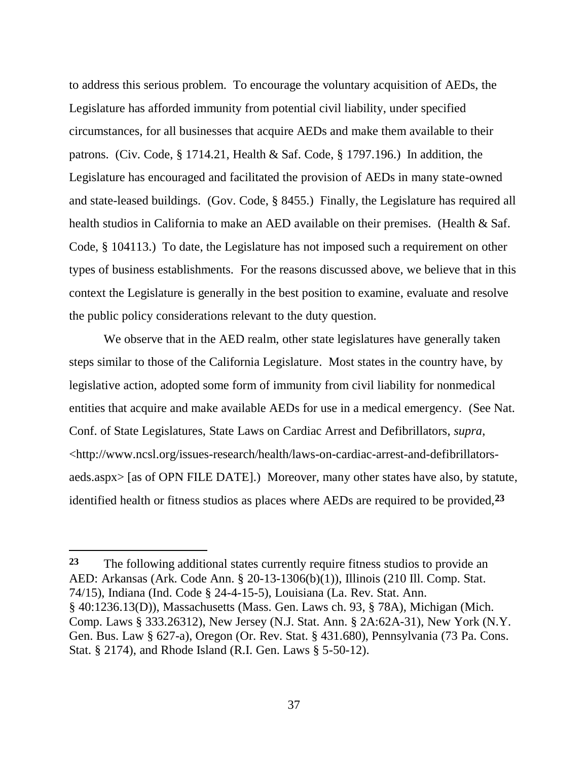to address this serious problem. To encourage the voluntary acquisition of AEDs, the Legislature has afforded immunity from potential civil liability, under specified circumstances, for all businesses that acquire AEDs and make them available to their patrons. (Civ. Code, § 1714.21, Health & Saf. Code, § 1797.196.) In addition, the Legislature has encouraged and facilitated the provision of AEDs in many state-owned and state-leased buildings. (Gov. Code, § 8455.) Finally, the Legislature has required all health studios in California to make an AED available on their premises. (Health & Saf. Code, § 104113.) To date, the Legislature has not imposed such a requirement on other types of business establishments. For the reasons discussed above, we believe that in this context the Legislature is generally in the best position to examine, evaluate and resolve the public policy considerations relevant to the duty question.

We observe that in the AED realm, other state legislatures have generally taken steps similar to those of the California Legislature. Most states in the country have, by legislative action, adopted some form of immunity from civil liability for nonmedical entities that acquire and make available AEDs for use in a medical emergency. (See Nat. Conf. of State Legislatures, State Laws on Cardiac Arrest and Defibrillators, *supra*, <http://www.ncsl.org/issues-research/health/laws-on-cardiac-arrest-and-defibrillators-aeds.aspx> [as of OPN FILE DATE].) Moreover, many other states have also, by statute, identified health or fitness studios as places where AEDs are required to be provided,[23]

---

**23** The following additional states currently require fitness studios to provide an AED: Arkansas (Ark. Code Ann. § 20-13-1306(b)(1)), Illinois (210 Ill. Comp. Stat. 74/15), Indiana (Ind. Code § 24-4-15-5), Louisiana (La. Rev. Stat. Ann. § 40:1236.13(D)), Massachusetts (Mass. Gen. Laws ch. 93, § 78A), Michigan (Mich. Comp. Laws § 333.26312), New Jersey (N.J. Stat. Ann. § 2A:62A-31), New York (N.Y. Gen. Bus. Law § 627-a), Oregon (Or. Rev. Stat. § 431.680), Pennsylvania (73 Pa. Cons. Stat. § 2174), and Rhode Island (R.I. Gen. Laws § 5-50-12).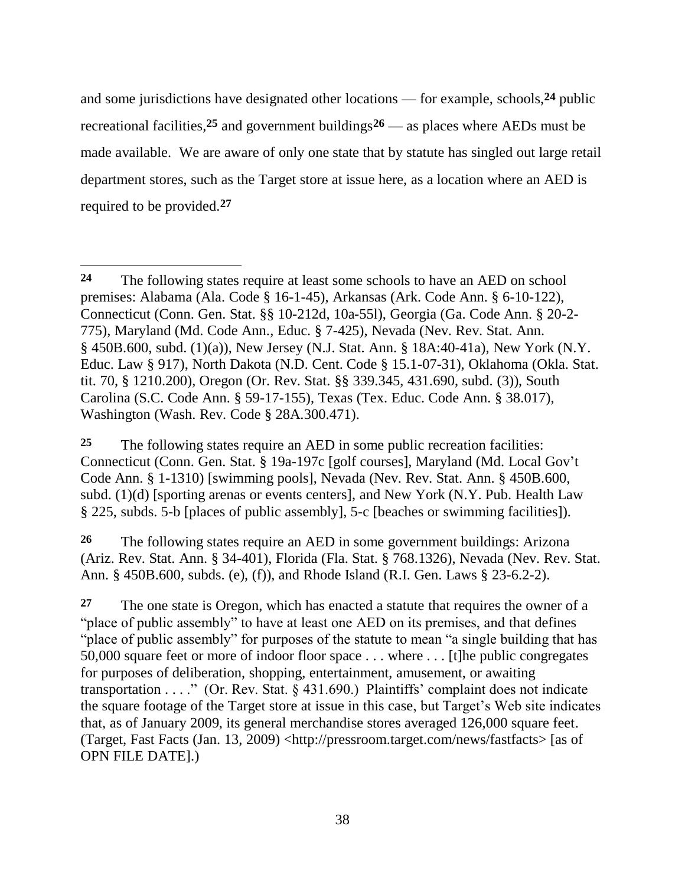and some jurisdictions have designated other locations — for example, schools,[24] public recreational facilities,[25] and government buildings[26] — as places where AEDs must be made available. We are aware of only one state that by statute has singled out large retail department stores, such as the Target store at issue here, as a location where an AED is required to be provided.[27]

---

[24] The following states require at least some schools to have an AED on school premises: Alabama (Ala. Code § 16-1-45), Arkansas (Ark. Code Ann. § 6-10-122), Connecticut (Conn. Gen. Stat. §§ 10-212d, 10a-55l), Georgia (Ga. Code Ann. § 20-2-775), Maryland (Md. Code Ann., Educ. § 7-425), Nevada (Nev. Rev. Stat. Ann. § 450B.600, subd. (1)(a)), New Jersey (N.J. Stat. Ann. § 18A:40-41a), New York (N.Y. Educ. Law § 917), North Dakota (N.D. Cent. Code § 15.1-07-31), Oklahoma (Okla. Stat. tit. 70, § 1210.200), Oregon (Or. Rev. Stat. §§ 339.345, 431.690, subd. (3)), South Carolina (S.C. Code Ann. § 59-17-155), Texas (Tex. Educ. Code Ann. § 38.017), Washington (Wash. Rev. Code § 28A.300.471).

[25] The following states require an AED in some public recreation facilities: Connecticut (Conn. Gen. Stat. § 19a-197c [golf courses], Maryland (Md. Local Gov't Code Ann. § 1-1310) [swimming pools], Nevada (Nev. Rev. Stat. Ann. § 450B.600, subd. (1)(d) [sporting arenas or events centers], and New York (N.Y. Pub. Health Law § 225, subds. 5-b [places of public assembly], 5-c [beaches or swimming facilities]).

[26] The following states require an AED in some government buildings: Arizona (Ariz. Rev. Stat. Ann. § 34-401), Florida (Fla. Stat. § 768.1326), Nevada (Nev. Rev. Stat. Ann. § 450B.600, subds. (e), (f)), and Rhode Island (R.I. Gen. Laws § 23-6.2-2).

[27] The one state is Oregon, which has enacted a statute that requires the owner of a "place of public assembly" to have at least one AED on its premises, and that defines "place of public assembly" for purposes of the statute to mean "a single building that has 50,000 square feet or more of indoor floor space . . . where . . . [t]he public congregates for purposes of deliberation, shopping, entertainment, amusement, or awaiting transportation . . . ." (Or. Rev. Stat. § 431.690.) Plaintiffs' complaint does not indicate the square footage of the Target store at issue in this case, but Target's Web site indicates that, as of January 2009, its general merchandise stores averaged 126,000 square feet. (Target, Fast Facts (Jan. 13, 2009) <http://pressroom.target.com/news/fastfacts> [as of OPN FILE DATE].)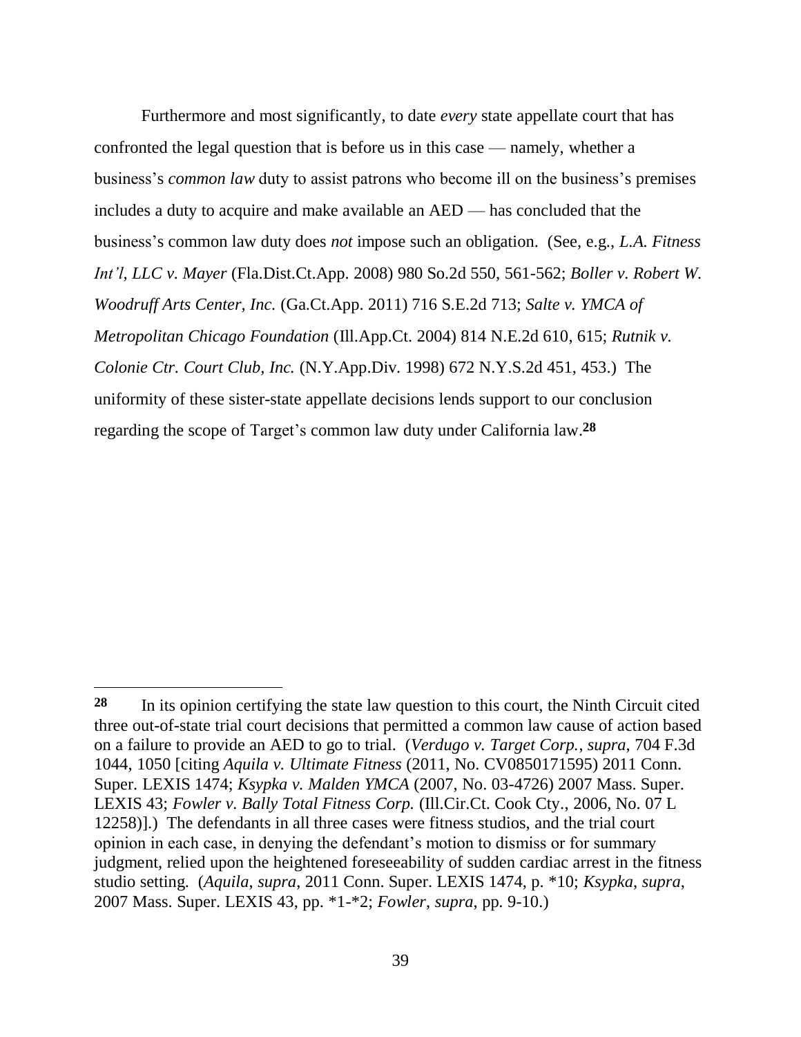Furthermore and most significantly, to date *every* state appellate court that has confronted the legal question that is before us in this case — namely, whether a business's *common law* duty to assist patrons who become ill on the business's premises includes a duty to acquire and make available an AED — has concluded that the business's common law duty does *not* impose such an obligation. (See, e.g., *L.A. Fitness Int'l, LLC v. Mayer* (Fla.Dist.Ct.App. 2008) 980 So.2d 550, 561-562; *Boller v. Robert W. Woodruff Arts Center, Inc.* (Ga.Ct.App. 2011) 716 S.E.2d 713; *Salte v. YMCA of Metropolitan Chicago Foundation* (Ill.App.Ct. 2004) 814 N.E.2d 610, 615; *Rutnik v. Colonie Ctr. Court Club, Inc.* (N.Y.App.Div. 1998) 672 N.Y.S.2d 451, 453.) The uniformity of these sister-state appellate decisions lends support to our conclusion regarding the scope of Target's common law duty under California law.[28]

---

**28** In its opinion certifying the state law question to this court, the Ninth Circuit cited three out-of-state trial court decisions that permitted a common law cause of action based on a failure to provide an AED to go to trial. (*Verdugo v. Target Corp.*, *supra*, 704 F.3d 1044, 1050 [citing *Aquila v. Ultimate Fitness* (2011, No. CV0850171595) 2011 Conn. Super. LEXIS 1474; *Ksypka v. Malden YMCA* (2007, No. 03-4726) 2007 Mass. Super. LEXIS 43; *Fowler v. Bally Total Fitness Corp.* (Ill.Cir.Ct. Cook Cty., 2006, No. 07 L 12258)].) The defendants in all three cases were fitness studios, and the trial court opinion in each case, in denying the defendant's motion to dismiss or for summary judgment, relied upon the heightened foreseeability of sudden cardiac arrest in the fitness studio setting. (*Aquila*, *supra*, 2011 Conn. Super. LEXIS 1474, p. *10; *Ksypka*, *supra*, 2007 Mass. Super. LEXIS 43, pp. *1-*2; *Fowler*, *supra*, pp. 9-10.)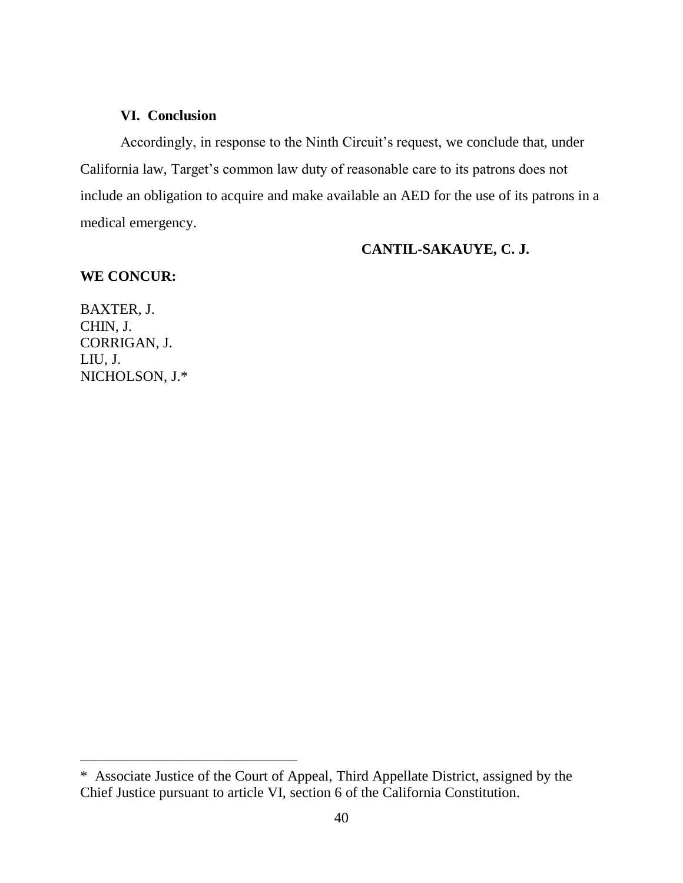### VI. Conclusion

Accordingly, in response to the Ninth Circuit's request, we conclude that, under California law, Target's common law duty of reasonable care to its patrons does not include an obligation to acquire and make available an AED for the use of its patrons in a medical emergency.

**CANTIL-SAKAUYE, C. J.**

**WE CONCUR:**

BAXTER, J.
CHIN, J.
CORRIGAN, J.
LIU, J.
NICHOLSON, J.*

---

* Associate Justice of the Court of Appeal, Third Appellate District, assigned by the Chief Justice pursuant to article VI, section 6 of the California Constitution.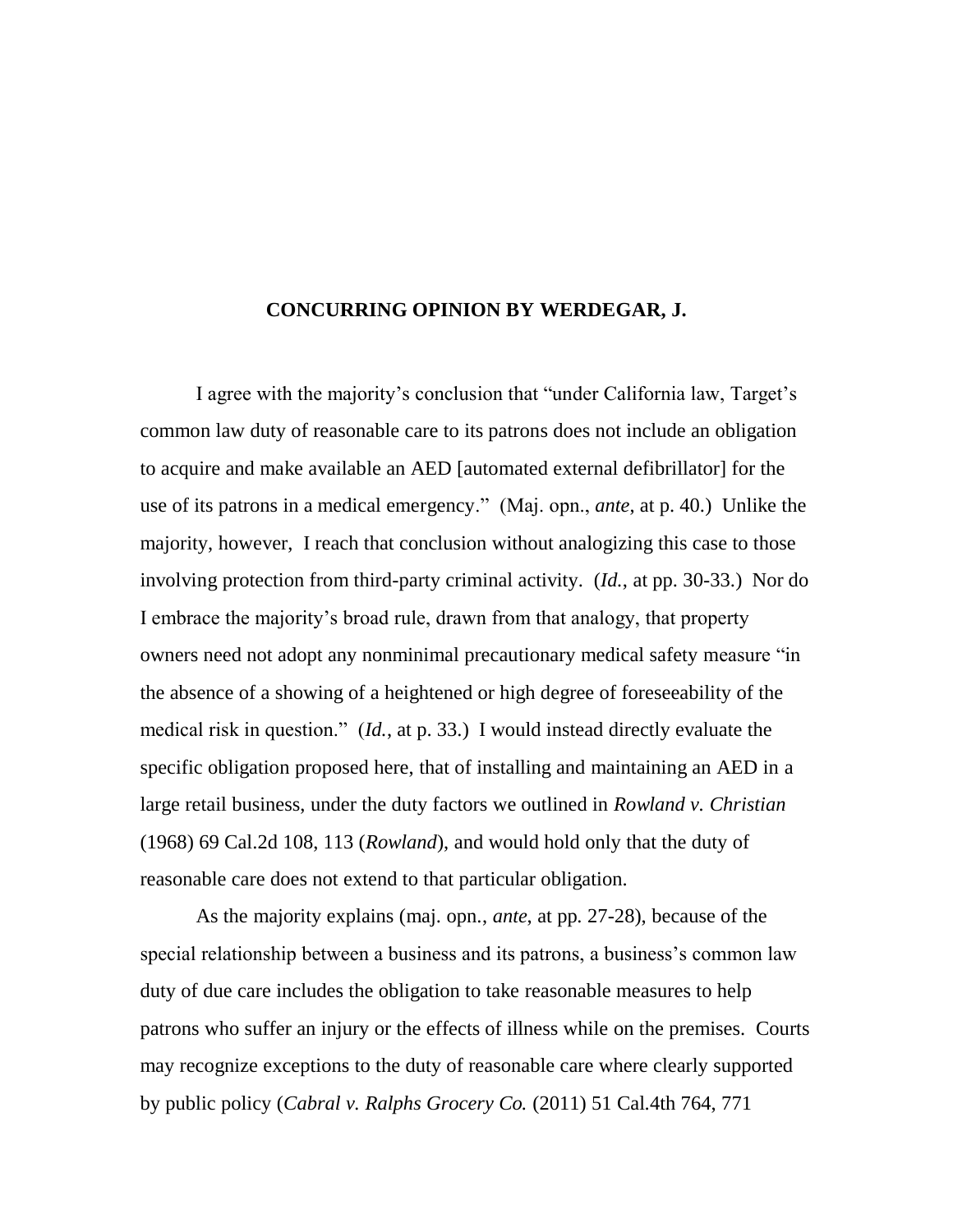**CONCURRING OPINION BY WERDEGAR, J.**

I agree with the majority's conclusion that "under California law, Target's common law duty of reasonable care to its patrons does not include an obligation to acquire and make available an AED [automated external defibrillator] for the use of its patrons in a medical emergency." (Maj. opn., *ante*, at p. 40.) Unlike the majority, however, I reach that conclusion without analogizing this case to those involving protection from third-party criminal activity. (*Id.*, at pp. 30-33.) Nor do I embrace the majority's broad rule, drawn from that analogy, that property owners need not adopt any nonminimal precautionary medical safety measure "in the absence of a showing of a heightened or high degree of foreseeability of the medical risk in question." (*Id.*, at p. 33.) I would instead directly evaluate the specific obligation proposed here, that of installing and maintaining an AED in a large retail business, under the duty factors we outlined in *Rowland v. Christian* (1968) 69 Cal.2d 108, 113 (*Rowland*), and would hold only that the duty of reasonable care does not extend to that particular obligation.

As the majority explains (maj. opn., *ante*, at pp. 27-28), because of the special relationship between a business and its patrons, a business's common law duty of due care includes the obligation to take reasonable measures to help patrons who suffer an injury or the effects of illness while on the premises. Courts may recognize exceptions to the duty of reasonable care where clearly supported by public policy (*Cabral v. Ralphs Grocery Co.* (2011) 51 Cal.4th 764, 771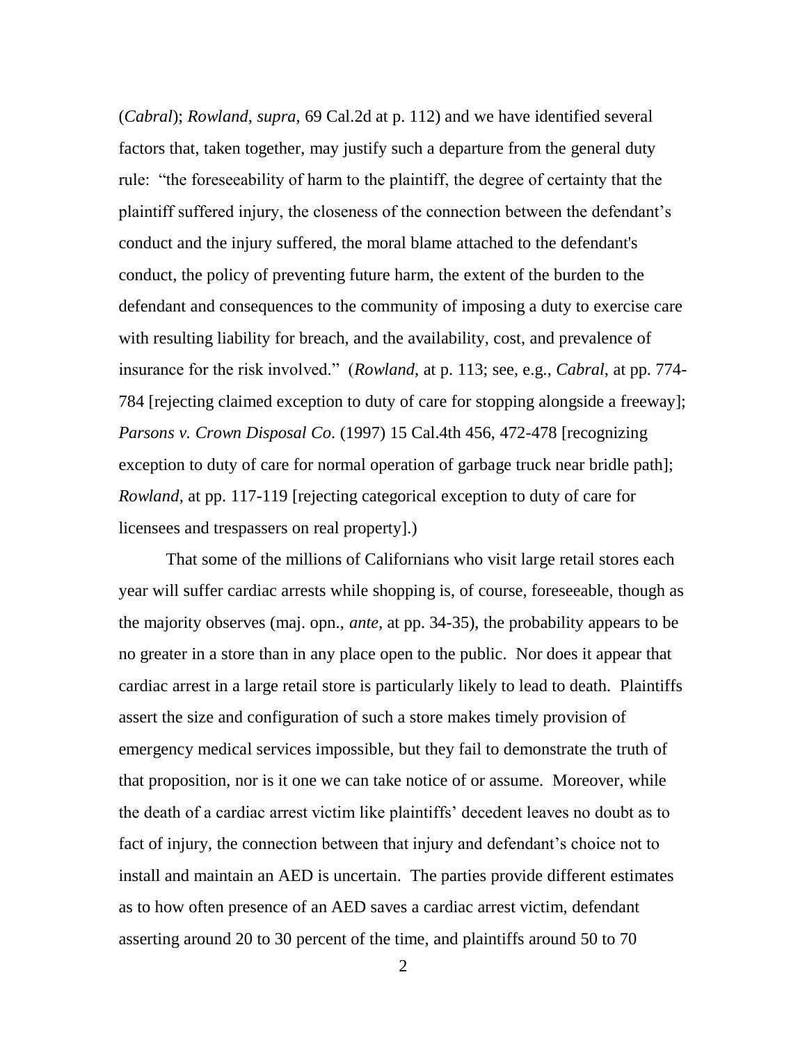(*Cabral*); *Rowland*, *supra*, 69 Cal.2d at p. 112) and we have identified several factors that, taken together, may justify such a departure from the general duty rule: "the foreseeability of harm to the plaintiff, the degree of certainty that the plaintiff suffered injury, the closeness of the connection between the defendant's conduct and the injury suffered, the moral blame attached to the defendant's conduct, the policy of preventing future harm, the extent of the burden to the defendant and consequences to the community of imposing a duty to exercise care with resulting liability for breach, and the availability, cost, and prevalence of insurance for the risk involved." (*Rowland*, at p. 113; see, e.g., *Cabral*, at pp. 774-784 [rejecting claimed exception to duty of care for stopping alongside a freeway]; *Parsons v. Crown Disposal Co.* (1997) 15 Cal.4th 456, 472-478 [recognizing exception to duty of care for normal operation of garbage truck near bridle path]; *Rowland*, at pp. 117-119 [rejecting categorical exception to duty of care for licensees and trespassers on real property].)

That some of the millions of Californians who visit large retail stores each year will suffer cardiac arrests while shopping is, of course, foreseeable, though as the majority observes (maj. opn., *ante*, at pp. 34-35), the probability appears to be no greater in a store than in any place open to the public. Nor does it appear that cardiac arrest in a large retail store is particularly likely to lead to death. Plaintiffs assert the size and configuration of such a store makes timely provision of emergency medical services impossible, but they fail to demonstrate the truth of that proposition, nor is it one we can take notice of or assume. Moreover, while the death of a cardiac arrest victim like plaintiffs' decedent leaves no doubt as to fact of injury, the connection between that injury and defendant's choice not to install and maintain an AED is uncertain. The parties provide different estimates as to how often presence of an AED saves a cardiac arrest victim, defendant asserting around 20 to 30 percent of the time, and plaintiffs around 50 to 70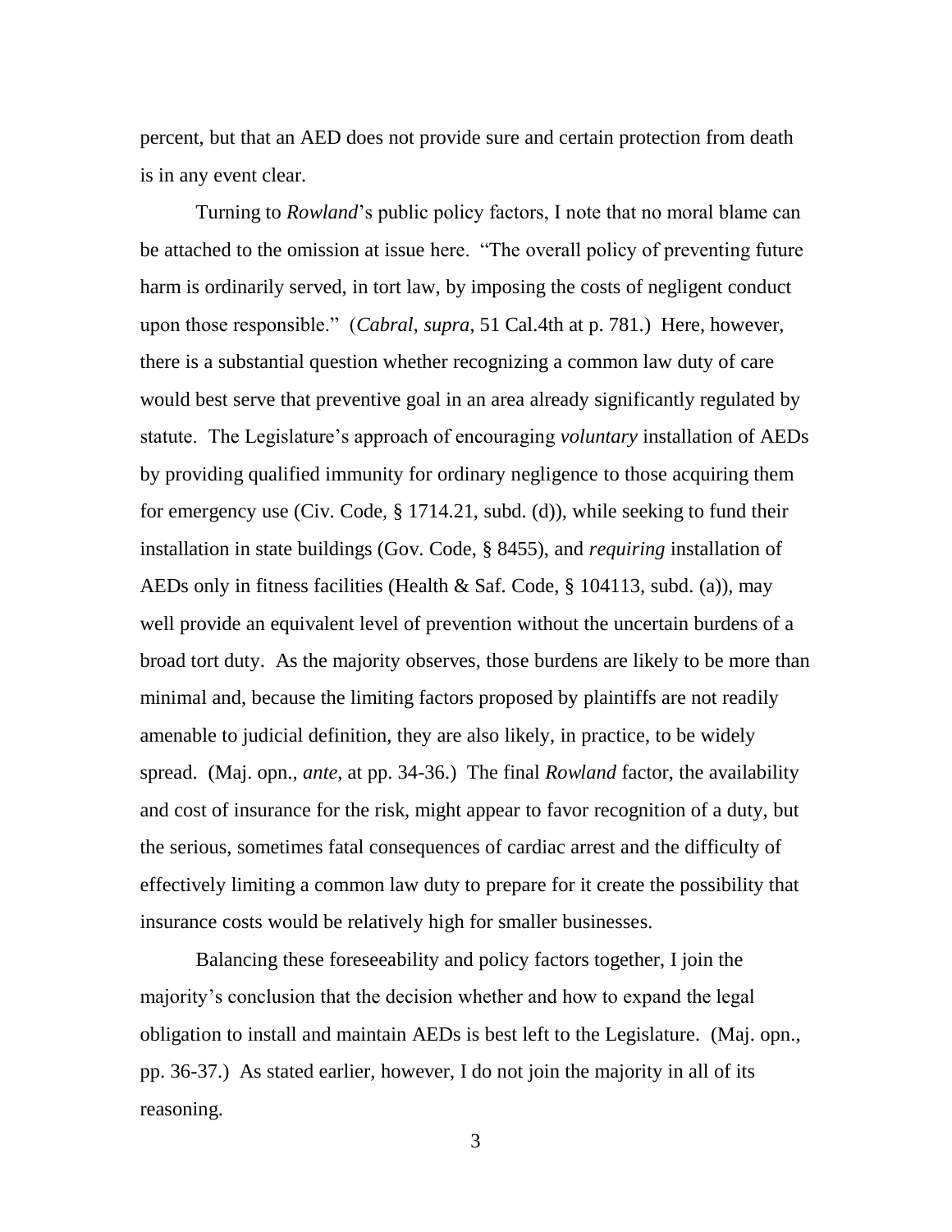percent, but that an AED does not provide sure and certain protection from death is in any event clear.

Turning to *Rowland*'s public policy factors, I note that no moral blame can be attached to the omission at issue here. "The overall policy of preventing future harm is ordinarily served, in tort law, by imposing the costs of negligent conduct upon those responsible." (*Cabral*, *supra*, 51 Cal.4th at p. 781.) Here, however, there is a substantial question whether recognizing a common law duty of care would best serve that preventive goal in an area already significantly regulated by statute. The Legislature's approach of encouraging *voluntary* installation of AEDs by providing qualified immunity for ordinary negligence to those acquiring them for emergency use (Civ. Code, § 1714.21, subd. (d)), while seeking to fund their installation in state buildings (Gov. Code, § 8455), and *requiring* installation of AEDs only in fitness facilities (Health & Saf. Code, § 104113, subd. (a)), may well provide an equivalent level of prevention without the uncertain burdens of a broad tort duty. As the majority observes, those burdens are likely to be more than minimal and, because the limiting factors proposed by plaintiffs are not readily amenable to judicial definition, they are also likely, in practice, to be widely spread. (Maj. opn., *ante*, at pp. 34-36.) The final *Rowland* factor, the availability and cost of insurance for the risk, might appear to favor recognition of a duty, but the serious, sometimes fatal consequences of cardiac arrest and the difficulty of effectively limiting a common law duty to prepare for it create the possibility that insurance costs would be relatively high for smaller businesses.

Balancing these foreseeability and policy factors together, I join the majority's conclusion that the decision whether and how to expand the legal obligation to install and maintain AEDs is best left to the Legislature. (Maj. opn., pp. 36-37.) As stated earlier, however, I do not join the majority in all of its reasoning.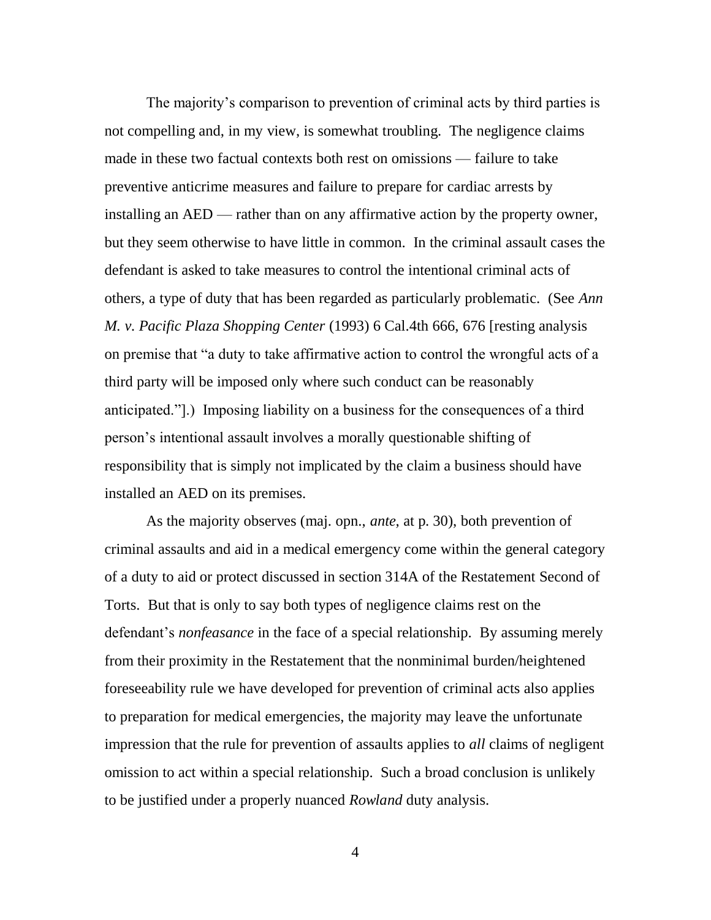The majority's comparison to prevention of criminal acts by third parties is not compelling and, in my view, is somewhat troubling. The negligence claims made in these two factual contexts both rest on omissions — failure to take preventive anticrime measures and failure to prepare for cardiac arrests by installing an AED — rather than on any affirmative action by the property owner, but they seem otherwise to have little in common. In the criminal assault cases the defendant is asked to take measures to control the intentional criminal acts of others, a type of duty that has been regarded as particularly problematic. (See *Ann M. v. Pacific Plaza Shopping Center* (1993) 6 Cal.4th 666, 676 [resting analysis on premise that "a duty to take affirmative action to control the wrongful acts of a third party will be imposed only where such conduct can be reasonably anticipated."].) Imposing liability on a business for the consequences of a third person's intentional assault involves a morally questionable shifting of responsibility that is simply not implicated by the claim a business should have installed an AED on its premises.

As the majority observes (maj. opn., *ante*, at p. 30), both prevention of criminal assaults and aid in a medical emergency come within the general category of a duty to aid or protect discussed in section 314A of the Restatement Second of Torts. But that is only to say both types of negligence claims rest on the defendant's *nonfeasance* in the face of a special relationship. By assuming merely from their proximity in the Restatement that the nonminimal burden/heightened foreseeability rule we have developed for prevention of criminal acts also applies to preparation for medical emergencies, the majority may leave the unfortunate impression that the rule for prevention of assaults applies to *all* claims of negligent omission to act within a special relationship. Such a broad conclusion is unlikely to be justified under a properly nuanced *Rowland* duty analysis.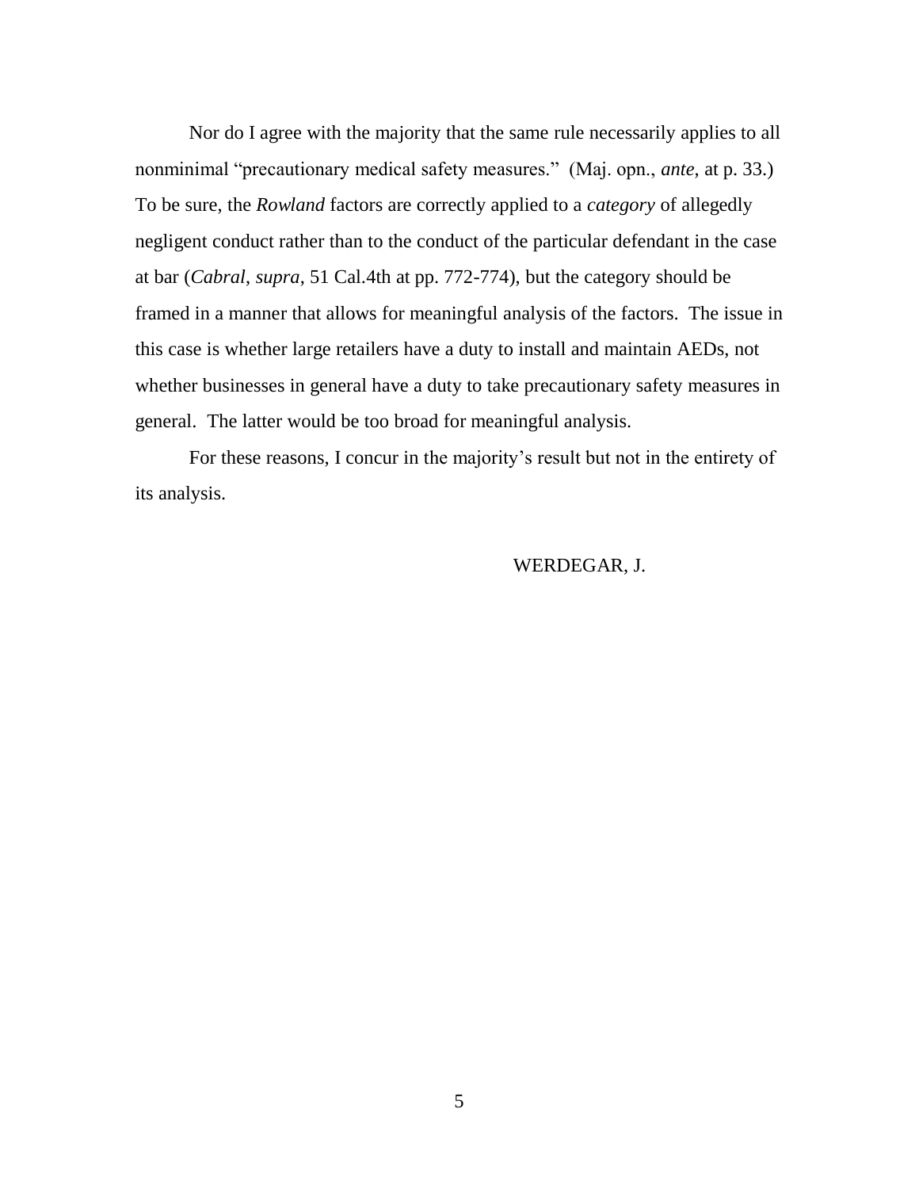Nor do I agree with the majority that the same rule necessarily applies to all nonminimal "precautionary medical safety measures." (Maj. opn., *ante*, at p. 33.) To be sure, the *Rowland* factors are correctly applied to a *category* of allegedly negligent conduct rather than to the conduct of the particular defendant in the case at bar (*Cabral*, *supra*, 51 Cal.4th at pp. 772-774), but the category should be framed in a manner that allows for meaningful analysis of the factors. The issue in this case is whether large retailers have a duty to install and maintain AEDs, not whether businesses in general have a duty to take precautionary safety measures in general. The latter would be too broad for meaningful analysis.

For these reasons, I concur in the majority's result but not in the entirety of its analysis.

WERDEGAR, J.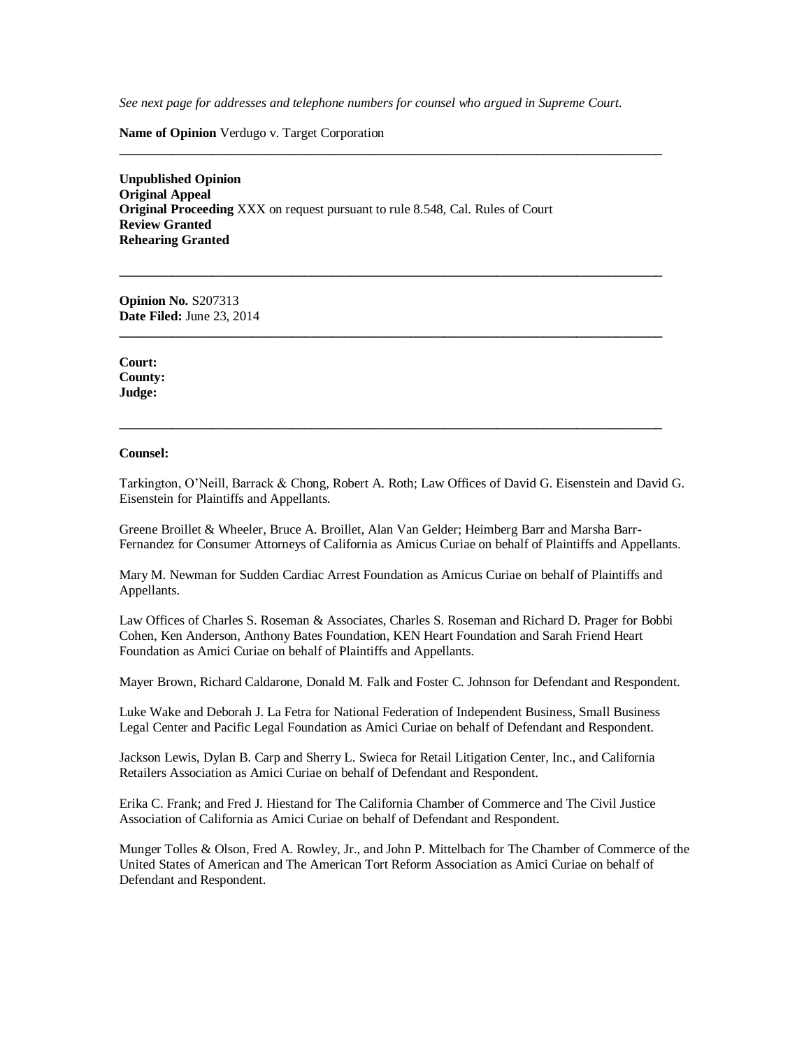*See next page for addresses and telephone numbers for counsel who argued in Supreme Court.*

**Name of Opinion** Verdugo v. Target Corporation

---

**Unpublished Opinion**
**Original Appeal**
**Original Proceeding** XXX on request pursuant to rule 8.548, Cal. Rules of Court
**Review Granted**
**Rehearing Granted**

---

**Opinion No.** S207313
**Date Filed:** June 23, 2014

---

**Court:**
**County:**
**Judge:**

---

**Counsel:**

Tarkington, O'Neill, Barrack & Chong, Robert A. Roth; Law Offices of David G. Eisenstein and David G. Eisenstein for Plaintiffs and Appellants.

Greene Broillet & Wheeler, Bruce A. Broillet, Alan Van Gelder; Heimberg Barr and Marsha Barr-Fernandez for Consumer Attorneys of California as Amicus Curiae on behalf of Plaintiffs and Appellants.

Mary M. Newman for Sudden Cardiac Arrest Foundation as Amicus Curiae on behalf of Plaintiffs and Appellants.

Law Offices of Charles S. Roseman & Associates, Charles S. Roseman and Richard D. Prager for Bobbi Cohen, Ken Anderson, Anthony Bates Foundation, KEN Heart Foundation and Sarah Friend Heart Foundation as Amici Curiae on behalf of Plaintiffs and Appellants.

Mayer Brown, Richard Caldarone, Donald M. Falk and Foster C. Johnson for Defendant and Respondent.

Luke Wake and Deborah J. La Fetra for National Federation of Independent Business, Small Business Legal Center and Pacific Legal Foundation as Amici Curiae on behalf of Defendant and Respondent.

Jackson Lewis, Dylan B. Carp and Sherry L. Swieca for Retail Litigation Center, Inc., and California Retailers Association as Amici Curiae on behalf of Defendant and Respondent.

Erika C. Frank; and Fred J. Hiestand for The California Chamber of Commerce and The Civil Justice Association of California as Amici Curiae on behalf of Defendant and Respondent.

Munger Tolles & Olson, Fred A. Rowley, Jr., and John P. Mittelbach for The Chamber of Commerce of the United States of American and The American Tort Reform Association as Amici Curiae on behalf of Defendant and Respondent.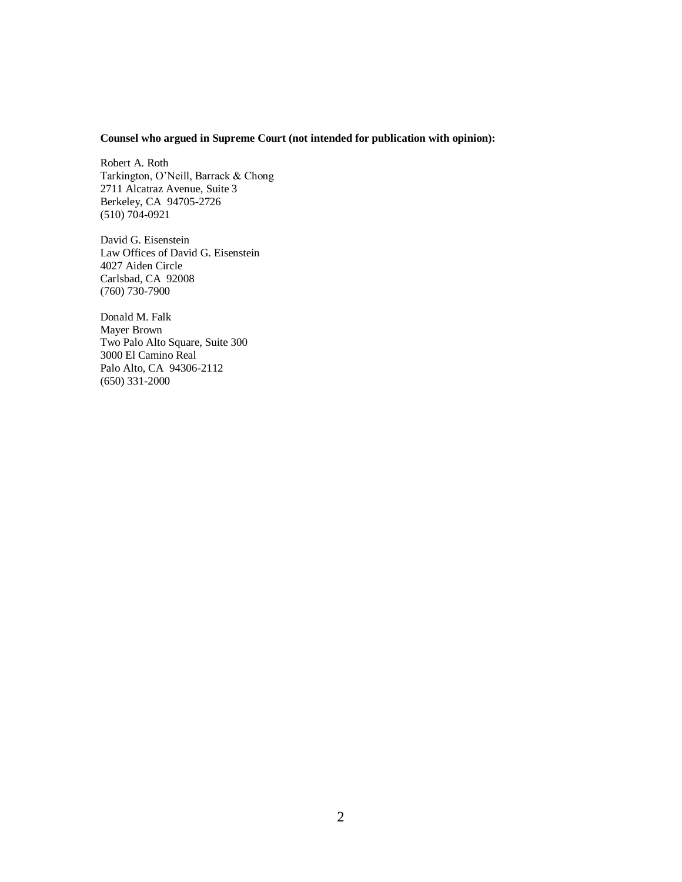**Counsel who argued in Supreme Court (not intended for publication with opinion):**

Robert A. Roth
Tarkington, O'Neill, Barrack & Chong
2711 Alcatraz Avenue, Suite 3
Berkeley, CA 94705-2726
(510) 704-0921

David G. Eisenstein
Law Offices of David G. Eisenstein
4027 Aiden Circle
Carlsbad, CA 92008
(760) 730-7900

Donald M. Falk
Mayer Brown
Two Palo Alto Square, Suite 300
3000 El Camino Real
Palo Alto, CA 94306-2112
(650) 331-2000